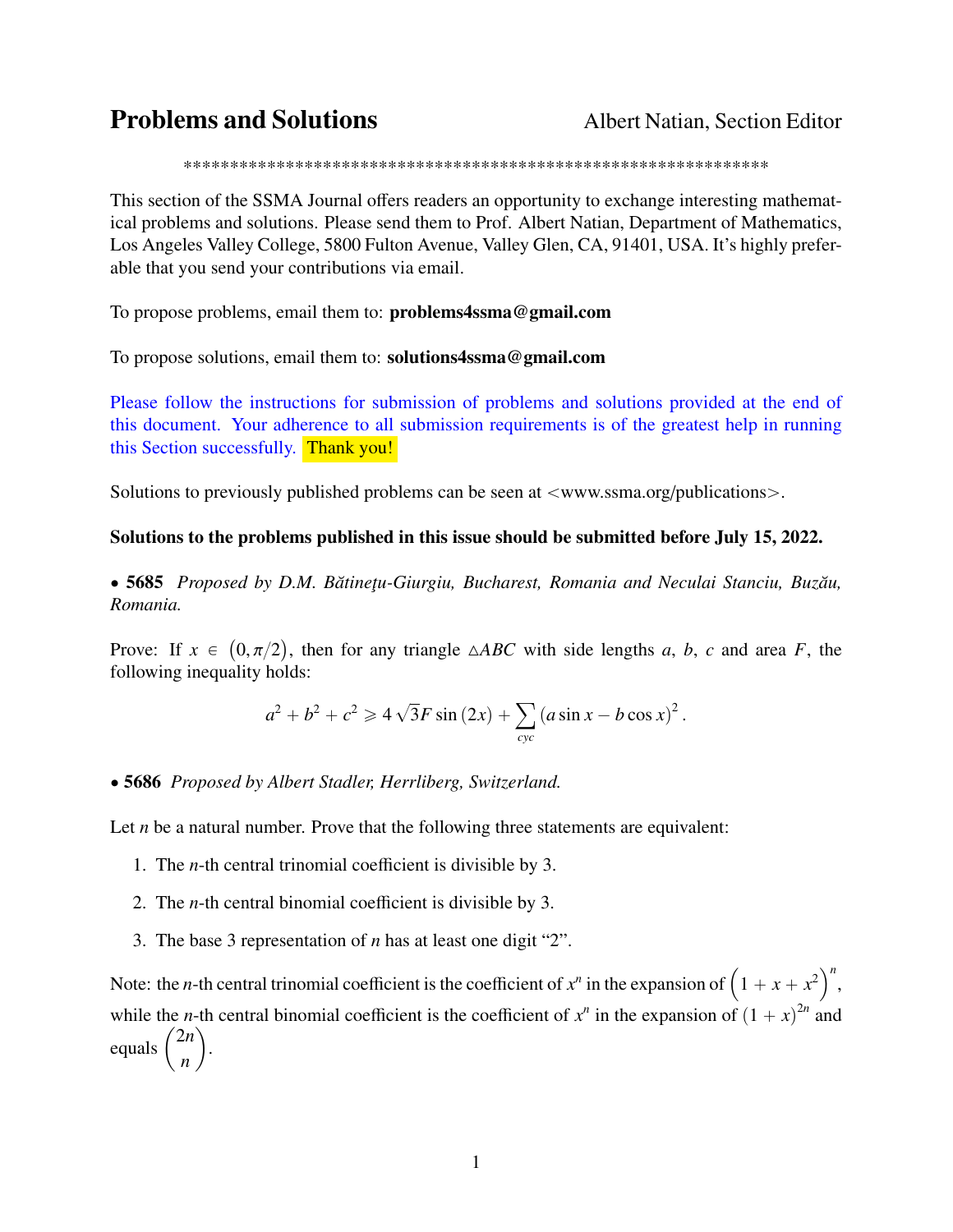# Problems and Solutions

Albert Natian, Section Editor

\*\*\*\*\*\*\*\*\*\*\*\*\*\*\*\*\*\*\*\*\*\*\*\*\*\*\*\*\*\*\*\*\*\*\*\*\*\*\*\*\*\*\*\*\*\*\*\*\*\*\*\*\*\*\*\*\*\*\*\*\*\*\*\*\*\*

This section of the SSMA Journal offers readers an opportunity to exchange interesting mathematical problems and solutions. Please send them to Prof. Albert Natian, Department of Mathematics, Los Angeles Valley College, 5800 Fulton Avenue, Valley Glen, CA, 91401, USA. It's highly preferable that you send your contributions via email.

To propose problems, email them to: **problems4ssma@gmail.com**

To propose solutions, email them to: **solutions4ssma@gmail.com**

Please follow the instructions for submission of problems and solutions provided at the end of this document. Your adherence to all submission requirements is of the greatest help in running this Section successfully. Thank you!

Solutions to previously published problems can be seen at <www.ssma.org/publications>.

**Solutions to the problems published in this issue should be submitted before July 15, 2022.**

• **5685** *Proposed by D.M. Bătineţu-Giurgiu, Bucharest, Romania and Neculai Stanciu, Buzău, Romania.*

Prove: If $x \in (0, \pi/2)$, then for any triangle $\triangle ABC$ with side lengths $a$, $b$, $c$ and area $F$, the following inequality holds:

$$a^2 + b^2 + c^2 \geqslant 4\sqrt{3}F\sin(2x) + \sum_{cyc}(a\sin x - b\cos x)^2.$$

• **5686** *Proposed by Albert Stadler, Herrliberg, Switzerland.*

Let $n$ be a natural number. Prove that the following three statements are equivalent:

1. The $n$-th central trinomial coefficient is divisible by 3.
2. The $n$-th central binomial coefficient is divisible by 3.
3. The base 3 representation of $n$ has at least one digit "2".

Note: the $n$-th central trinomial coefficient is the coefficient of $x^n$ in the expansion of $\left(1 + x + x^2\right)^n$, while the $n$-th central binomial coefficient is the coefficient of $x^n$ in the expansion of $(1+x)^{2n}$ and equals $\binom{2n}{n}$.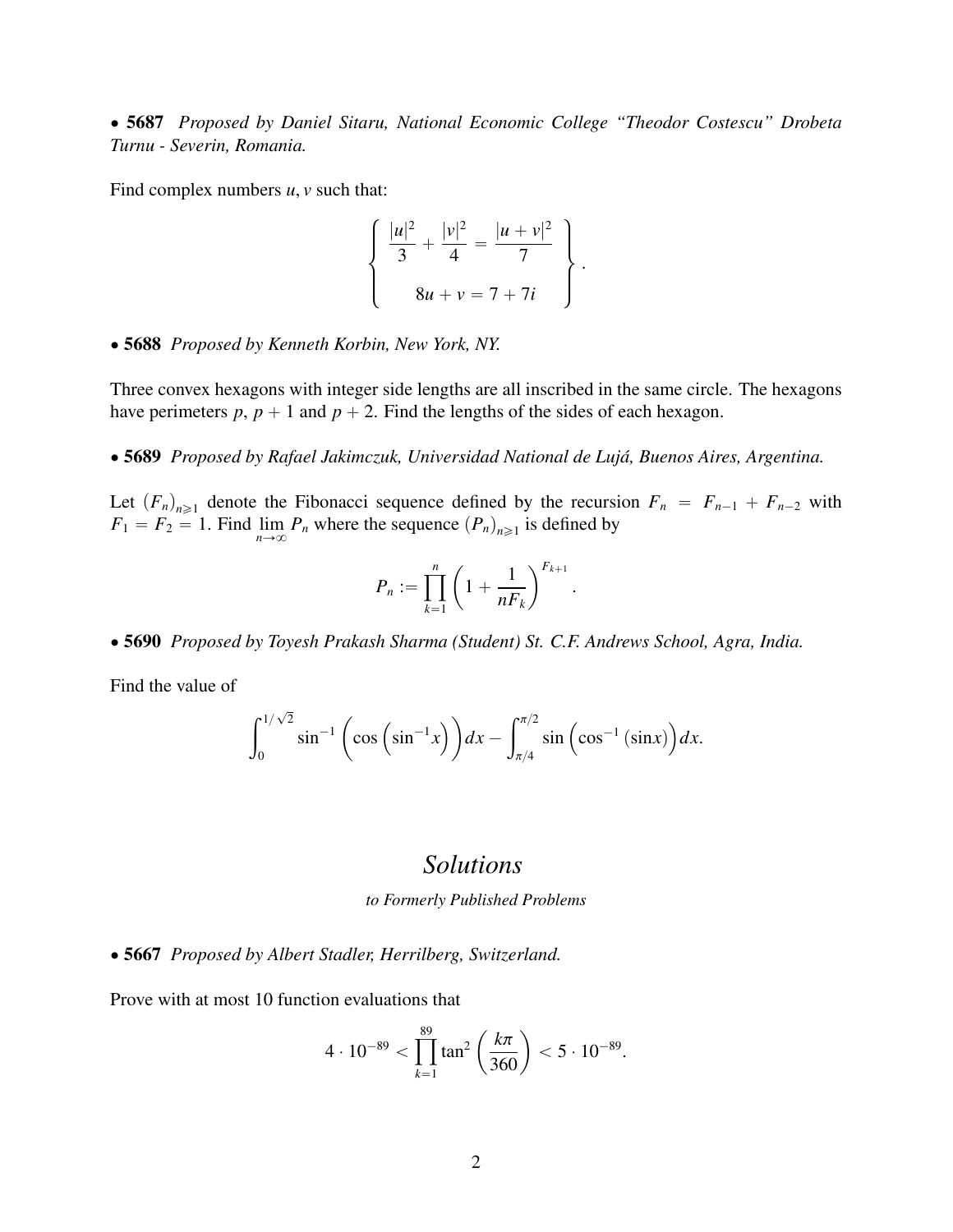• **5687** *Proposed by Daniel Sitaru, National Economic College "Theodor Costescu" Drobeta Turnu - Severin, Romania.*

Find complex numbers $u, v$ such that:

$$\left\{ \begin{array}{c} \dfrac{|u|^2}{3} + \dfrac{|v|^2}{4} = \dfrac{|u+v|^2}{7} \\ \\ 8u + v = 7 + 7i \end{array} \right\}.$$

• **5688** *Proposed by Kenneth Korbin, New York, NY.*

Three convex hexagons with integer side lengths are all inscribed in the same circle. The hexagons have perimeters $p$, $p+1$ and $p+2$. Find the lengths of the sides of each hexagon.

• **5689** *Proposed by Rafael Jakimczuk, Universidad National de Lujá, Buenos Aires, Argentina.*

Let $(F_n)_{n\geqslant 1}$ denote the Fibonacci sequence defined by the recursion $F_n = F_{n-1} + F_{n-2}$ with $F_1 = F_2 = 1$. Find $\lim\limits_{n\to\infty} P_n$ where the sequence $(P_n)_{n\geqslant 1}$ is defined by

$$P_n := \prod_{k=1}^{n} \left(1 + \frac{1}{nF_k}\right)^{F_{k+1}}.$$

• **5690** *Proposed by Toyesh Prakash Sharma (Student) St. C.F. Andrews School, Agra, India.*

Find the value of

$$\int_0^{1/\sqrt{2}} \sin^{-1}\left(\cos\left(\sin^{-1} x\right)\right) dx - \int_{\pi/4}^{\pi/2} \sin\left(\cos^{-1}\left(\sin x\right)\right) dx.$$

## *Solutions*

*to Formerly Published Problems*

• **5667** *Proposed by Albert Stadler, Herrilberg, Switzerland.*

Prove with at most 10 function evaluations that

$$4 \cdot 10^{-89} < \prod_{k=1}^{89} \tan^2\left(\frac{k\pi}{360}\right) < 5 \cdot 10^{-89}.$$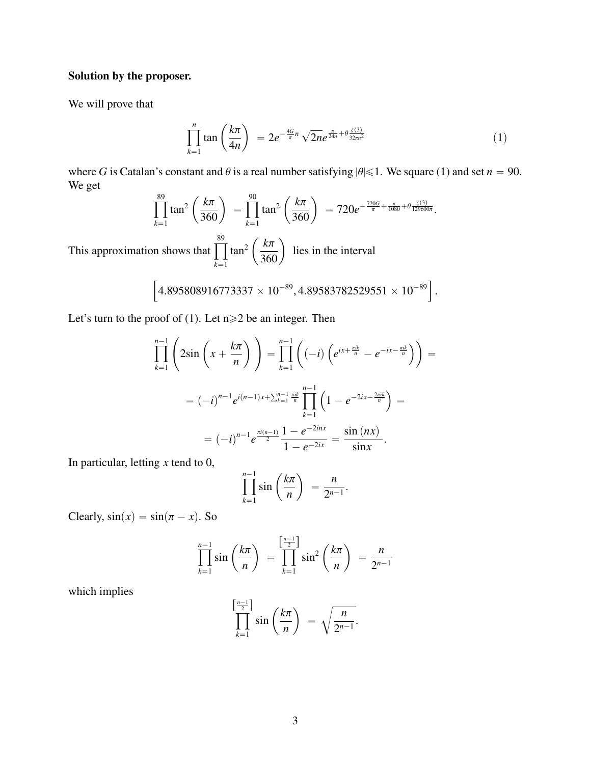**Solution by the proposer.**

We will prove that

$$\prod_{k=1}^{n} \tan\left(\frac{k\pi}{4n}\right) = 2e^{-\frac{4G}{\pi}n}\sqrt{2n}e^{\frac{\pi}{24n}+\theta\frac{\zeta(3)}{32\pi n^2}} \tag{1}$$

where $G$ is Catalan's constant and $\theta$ is a real number satisfying $|\theta|\leqslant 1$. We square (1) and set $n = 90$. We get

$$\prod_{k=1}^{89} \tan^2\left(\frac{k\pi}{360}\right) = \prod_{k=1}^{90} \tan^2\left(\frac{k\pi}{360}\right) = 720e^{-\frac{720G}{\pi}+\frac{\pi}{1080}+\theta\frac{\zeta(3)}{129600\pi}}.$$

This approximation shows that $\prod_{k=1}^{89} \tan^2\left(\frac{k\pi}{360}\right)$ lies in the interval

$$\left[4.895808916773337\times 10^{-89}, 4.89583782529551\times 10^{-89}\right].$$

Let's turn to the proof of (1). Let n$\geqslant$2 be an integer. Then

$$\prod_{k=1}^{n-1}\left(2\sin\left(x+\frac{k\pi}{n}\right)\right) = \prod_{k=1}^{n-1}\left((-i)\left(e^{ix+\frac{\pi ik}{n}} - e^{-ix-\frac{\pi ik}{n}}\right)\right) =$$

$$= (-i)^{n-1}e^{i(n-1)x+\sum_{k=1}^{n-1}\frac{\pi ik}{n}}\prod_{k=1}^{n-1}\left(1-e^{-2ix-\frac{2\pi ik}{n}}\right) =$$

$$= (-i)^{n-1}e^{\frac{\pi i(n-1)}{2}}\frac{1-e^{-2inx}}{1-e^{-2ix}} = \frac{\sin(nx)}{\sin x}.$$

In particular, letting $x$ tend to 0,

$$\prod_{k=1}^{n-1}\sin\left(\frac{k\pi}{n}\right) = \frac{n}{2^{n-1}}.$$

Clearly, $\sin(x) = \sin(\pi - x)$. So

$$\prod_{k=1}^{n-1}\sin\left(\frac{k\pi}{n}\right) = \prod_{k=1}^{\left[\frac{n-1}{2}\right]}\sin^2\left(\frac{k\pi}{n}\right) = \frac{n}{2^{n-1}}$$

which implies

$$\prod_{k=1}^{\left[\frac{n-1}{2}\right]}\sin\left(\frac{k\pi}{n}\right) = \sqrt{\frac{n}{2^{n-1}}}.$$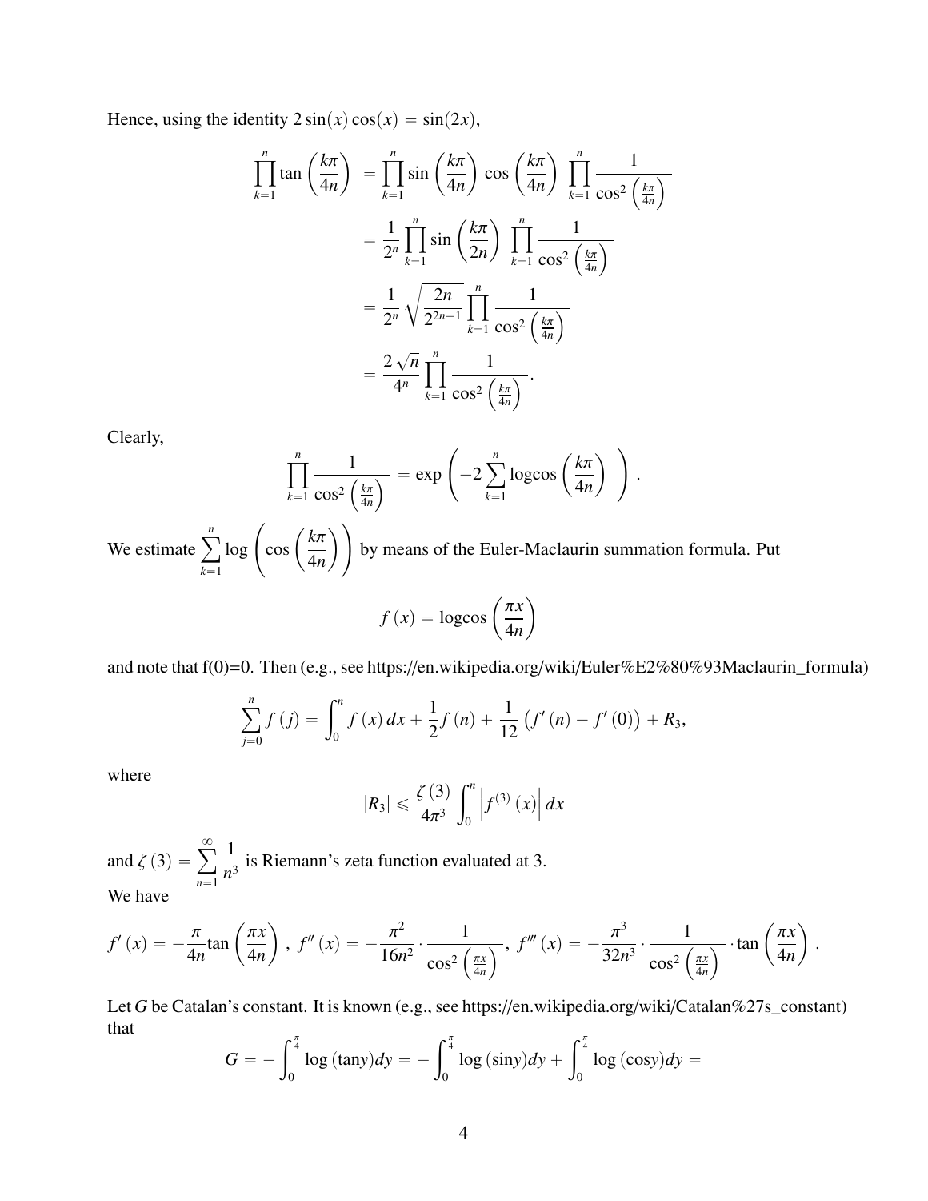Hence, using the identity $2\sin(x)\cos(x) = \sin(2x)$,

$$
\begin{aligned}
\prod_{k=1}^{n} \tan\left(\frac{k\pi}{4n}\right) &= \prod_{k=1}^{n} \sin\left(\frac{k\pi}{4n}\right)\, \cos\left(\frac{k\pi}{4n}\right)\, \prod_{k=1}^{n} \frac{1}{\cos^2\left(\frac{k\pi}{4n}\right)} \\
&= \frac{1}{2^n} \prod_{k=1}^{n} \sin\left(\frac{k\pi}{2n}\right)\, \prod_{k=1}^{n} \frac{1}{\cos^2\left(\frac{k\pi}{4n}\right)} \\
&= \frac{1}{2^n} \sqrt{\frac{2n}{2^{2n-1}}} \prod_{k=1}^{n} \frac{1}{\cos^2\left(\frac{k\pi}{4n}\right)} \\
&= \frac{2\sqrt{n}}{4^n} \prod_{k=1}^{n} \frac{1}{\cos^2\left(\frac{k\pi}{4n}\right)}.
\end{aligned}
$$

Clearly,

$$
\prod_{k=1}^{n} \frac{1}{\cos^2\left(\frac{k\pi}{4n}\right)} = \exp\left(-2\sum_{k=1}^{n} \log\cos\left(\frac{k\pi}{4n}\right)\right).
$$

We estimate $\sum_{k=1}^{n} \log\left(\cos\left(\frac{k\pi}{4n}\right)\right)$ by means of the Euler-Maclaurin summation formula. Put

$$
f(x) = \log\cos\left(\frac{\pi x}{4n}\right)
$$

and note that f(0)=0. Then (e.g., see https://en.wikipedia.org/wiki/Euler%E2%80%93Maclaurin_formula)

$$
\sum_{j=0}^{n} f(j) = \int_0^n f(x)\,dx + \frac{1}{2} f(n) + \frac{1}{12}\left(f'(n) - f'(0)\right) + R_3,
$$

where

$$
|R_3| \leqslant \frac{\zeta(3)}{4\pi^3} \int_0^n \left|f^{(3)}(x)\right| dx
$$

and $\zeta(3) = \sum_{n=1}^{\infty} \frac{1}{n^3}$ is Riemann's zeta function evaluated at 3.
We have

$$
f'(x) = -\frac{\pi}{4n}\tan\left(\frac{\pi x}{4n}\right),\; f''(x) = -\frac{\pi^2}{16n^2} \cdot \frac{1}{\cos^2\left(\frac{\pi x}{4n}\right)},\; f'''(x) = -\frac{\pi^3}{32n^3} \cdot \frac{1}{\cos^2\left(\frac{\pi x}{4n}\right)} \cdot \tan\left(\frac{\pi x}{4n}\right).
$$

Let $G$ be Catalan's constant. It is known (e.g., see https://en.wikipedia.org/wiki/Catalan%27s_constant) that

$$
G = -\int_0^{\frac{\pi}{4}} \log(\tan y)dy = -\int_0^{\frac{\pi}{4}} \log(\sin y)dy + \int_0^{\frac{\pi}{4}} \log(\cos y)dy =
$$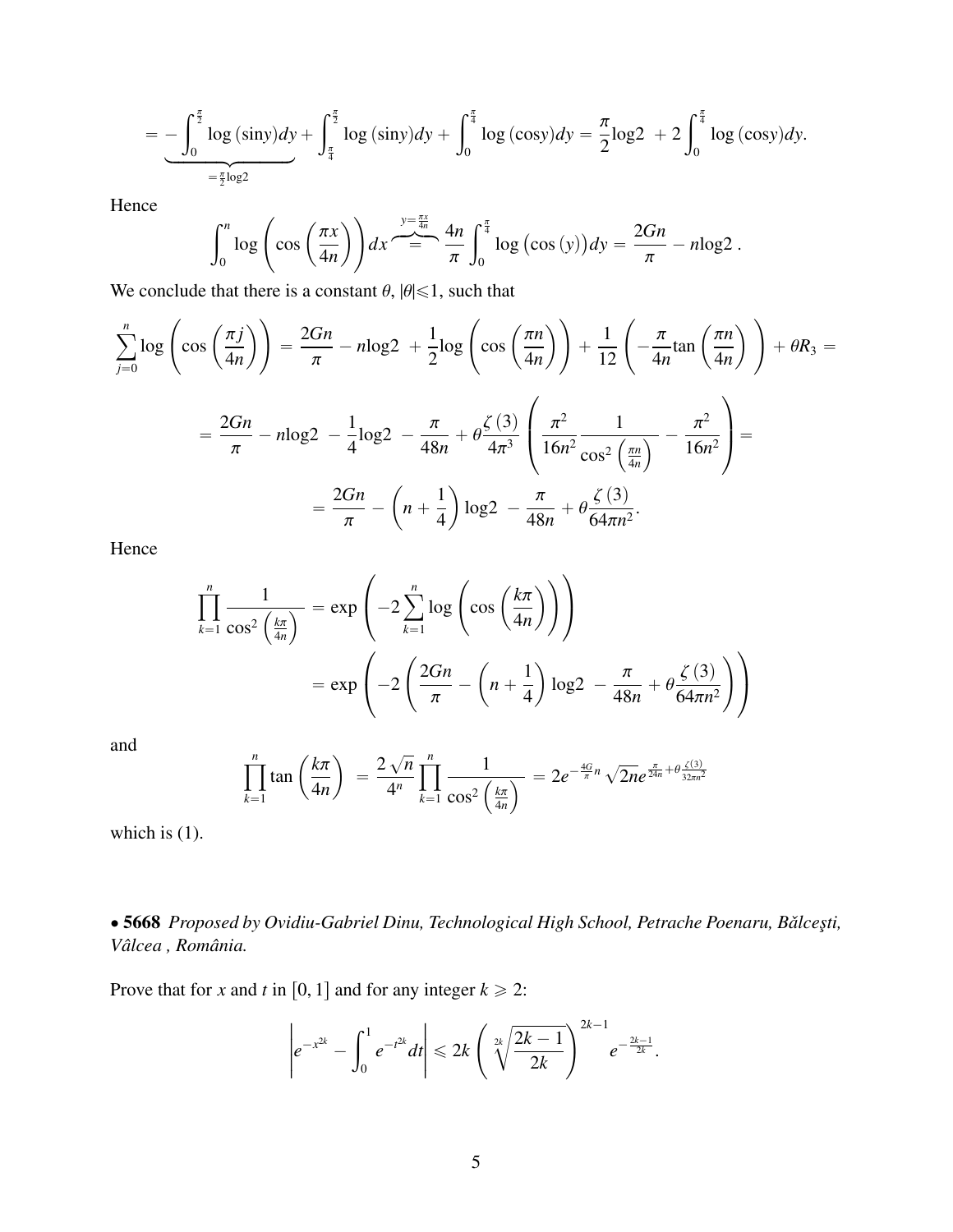$$= \underbrace{-\int_0^{\frac{\pi}{2}} \log(\sin y) dy}_{=\frac{\pi}{2}\log 2} + \int_{\frac{\pi}{4}}^{\frac{\pi}{2}} \log(\sin y) dy + \int_0^{\frac{\pi}{4}} \log(\cos y) dy = \frac{\pi}{2}\log 2 \ + 2\int_0^{\frac{\pi}{4}} \log(\cos y) dy.$$

Hence

$$\int_0^n \log\left(\cos\left(\frac{\pi x}{4n}\right)\right) dx \overbrace{=}^{y=\frac{\pi x}{4n}} \frac{4n}{\pi}\int_0^{\frac{\pi}{4}} \log\big(\cos(y)\big) dy = \frac{2Gn}{\pi} - n\log 2\ .$$

We conclude that there is a constant $\theta$, $|\theta| \leqslant 1$, such that

$$\sum_{j=0}^{n} \log\left(\cos\left(\frac{\pi j}{4n}\right)\right) = \frac{2Gn}{\pi} - n\log 2 \ + \frac{1}{2}\log\left(\cos\left(\frac{\pi n}{4n}\right)\right) + \frac{1}{12}\left(-\frac{\pi}{4n}\tan\left(\frac{\pi n}{4n}\right)\right) + \theta R_3 =$$

$$= \frac{2Gn}{\pi} - n\log 2 \ - \frac{1}{4}\log 2 \ - \frac{\pi}{48n} + \theta\frac{\zeta(3)}{4\pi^3}\left(\frac{\pi^2}{16n^2}\frac{1}{\cos^2\left(\frac{\pi n}{4n}\right)} - \frac{\pi^2}{16n^2}\right) =$$

$$= \frac{2Gn}{\pi} - \left(n + \frac{1}{4}\right)\log 2 \ - \frac{\pi}{48n} + \theta\frac{\zeta(3)}{64\pi n^2}.$$

Hence

$$\prod_{k=1}^{n} \frac{1}{\cos^2\left(\frac{k\pi}{4n}\right)} = \exp\left(-2\sum_{k=1}^{n} \log\left(\cos\left(\frac{k\pi}{4n}\right)\right)\right)$$

$$= \exp\left(-2\left(\frac{2Gn}{\pi} - \left(n + \frac{1}{4}\right)\log 2 \ - \frac{\pi}{48n} + \theta\frac{\zeta(3)}{64\pi n^2}\right)\right)$$

and

$$\prod_{k=1}^{n} \tan\left(\frac{k\pi}{4n}\right) \ = \frac{2\sqrt{n}}{4^n}\prod_{k=1}^{n}\frac{1}{\cos^2\left(\frac{k\pi}{4n}\right)} = 2e^{-\frac{4G}{\pi}n}\sqrt{2n}e^{\frac{\pi}{24n} + \theta\frac{\zeta(3)}{32\pi n^2}}$$

which is (1).

• **5668** *Proposed by Ovidiu-Gabriel Dinu, Technological High School, Petrache Poenaru, Bălceşti, Vâlcea , România.*

Prove that for $x$ and $t$ in $[0,1]$ and for any integer $k \geqslant 2$:

$$\left| e^{-x^{2k}} - \int_0^1 e^{-t^{2k}} dt \right| \leqslant 2k\left(\sqrt[2k]{\frac{2k-1}{2k}}\right)^{2k-1} e^{-\frac{2k-1}{2k}}.$$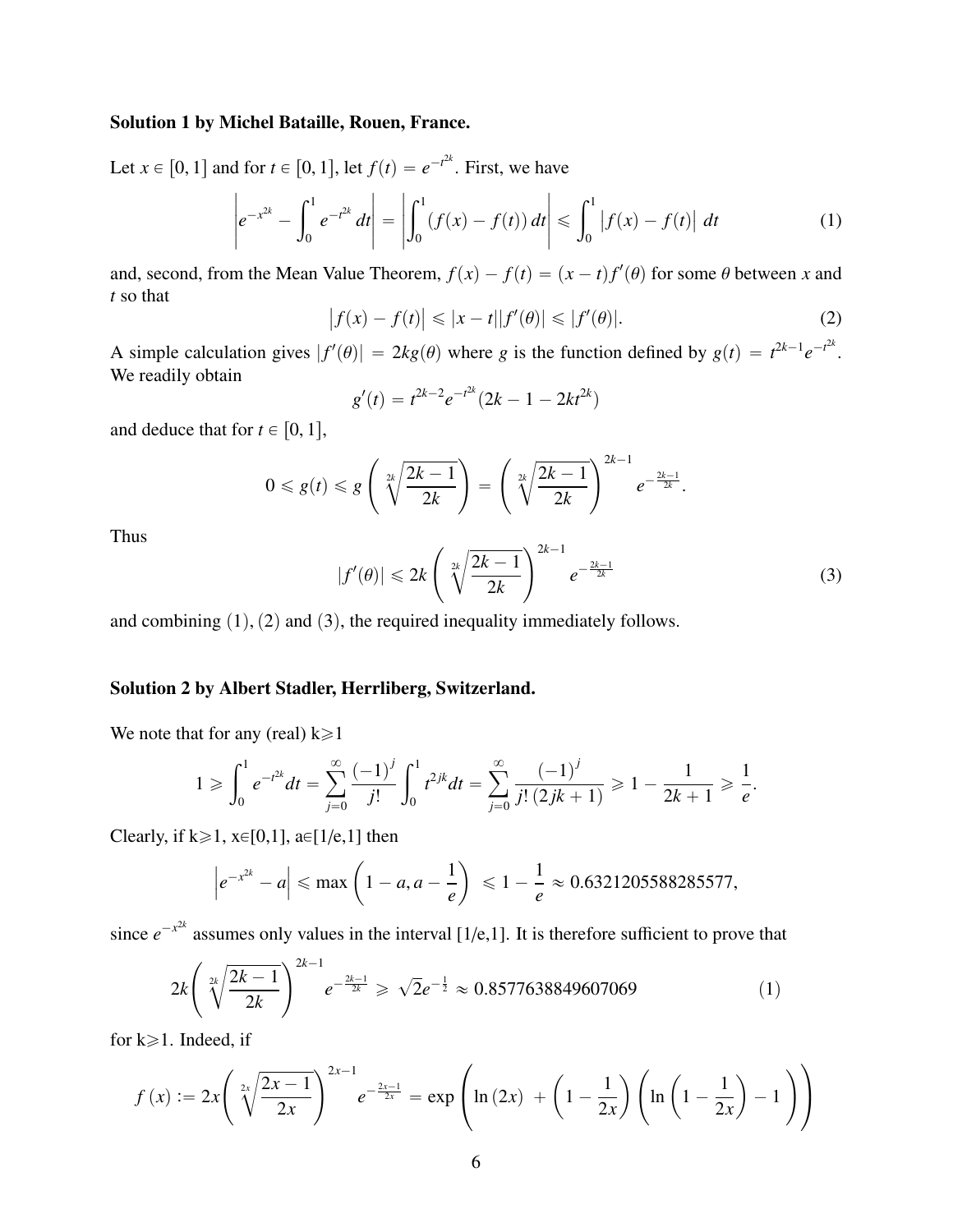**Solution 1 by Michel Bataille, Rouen, France.**

Let $x \in [0,1]$ and for $t \in [0,1]$, let $f(t) = e^{-t^{2k}}$. First, we have

$$\left| e^{-x^{2k}} - \int_0^1 e^{-t^{2k}}\,dt \right| = \left| \int_0^1 (f(x) - f(t))\,dt \right| \leqslant \int_0^1 \left| f(x) - f(t) \right|\,dt \tag{1}$$

and, second, from the Mean Value Theorem, $f(x) - f(t) = (x-t)f'(\theta)$ for some $\theta$ between $x$ and $t$ so that

$$\left| f(x) - f(t) \right| \leqslant |x-t||f'(\theta)| \leqslant |f'(\theta)|. \tag{2}$$

A simple calculation gives $|f'(\theta)| = 2kg(\theta)$ where $g$ is the function defined by $g(t) = t^{2k-1}e^{-t^{2k}}$. We readily obtain

$$g'(t) = t^{2k-2}e^{-t^{2k}}(2k-1-2kt^{2k})$$

and deduce that for $t \in [0,1]$,

$$0 \leqslant g(t) \leqslant g\left( \sqrt[2k]{\frac{2k-1}{2k}} \right) = \left( \sqrt[2k]{\frac{2k-1}{2k}} \right)^{2k-1} e^{-\frac{2k-1}{2k}}.$$

Thus

$$|f'(\theta)| \leqslant 2k \left( \sqrt[2k]{\frac{2k-1}{2k}} \right)^{2k-1} e^{-\frac{2k-1}{2k}} \tag{3}$$

and combining (1), (2) and (3), the required inequality immediately follows.

**Solution 2 by Albert Stadler, Herrliberg, Switzerland.**

We note that for any (real) $k \geqslant 1$

$$1 \geqslant \int_0^1 e^{-t^{2k}}dt = \sum_{j=0}^{\infty} \frac{(-1)^j}{j!} \int_0^1 t^{2jk}dt = \sum_{j=0}^{\infty} \frac{(-1)^j}{j!\,(2jk+1)} \geqslant 1 - \frac{1}{2k+1} \geqslant \frac{1}{e}.$$

Clearly, if $k \geqslant 1$, $x \in [0,1]$, $a \in [1/e, 1]$ then

$$\left| e^{-x^{2k}} - a \right| \leqslant \max\left(1-a, a-\frac{1}{e}\right) \leqslant 1 - \frac{1}{e} \approx 0.6321205588285577,$$

since $e^{-x^{2k}}$ assumes only values in the interval $[1/e, 1]$. It is therefore sufficient to prove that

$$2k\left( \sqrt[2k]{\frac{2k-1}{2k}} \right)^{2k-1} e^{-\frac{2k-1}{2k}} \geqslant \sqrt{2}e^{-\frac{1}{2}} \approx 0.8577638849607069 \tag{1}$$

for $k \geqslant 1$. Indeed, if

$$f(x) := 2x\left( \sqrt[2x]{\frac{2x-1}{2x}} \right)^{2x-1} e^{-\frac{2x-1}{2x}} = \exp\left( \ln(2x) + \left(1 - \frac{1}{2x}\right)\left( \ln\left(1 - \frac{1}{2x}\right) - 1 \right) \right)$$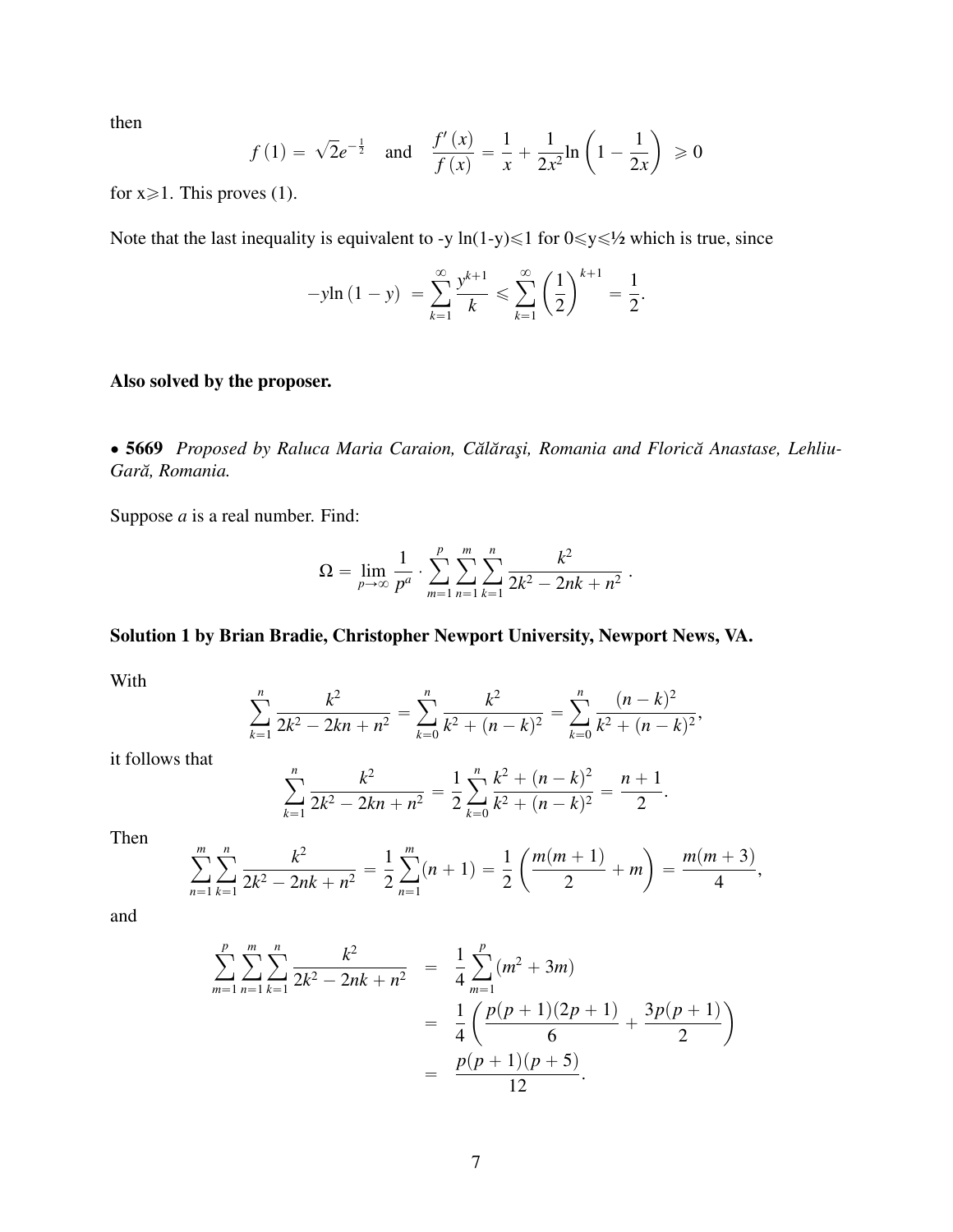then

$$f(1) = \sqrt{2}e^{-\frac{1}{2}} \quad \text{and} \quad \frac{f'(x)}{f(x)} = \frac{1}{x} + \frac{1}{2x^2}\ln\left(1 - \frac{1}{2x}\right) \geqslant 0$$

for $x \geqslant 1$. This proves (1).

Note that the last inequality is equivalent to $-y \ln(1-y) \leqslant 1$ for $0 \leqslant y \leqslant ½$ which is true, since

$$-y\ln(1-y) = \sum_{k=1}^{\infty} \frac{y^{k+1}}{k} \leqslant \sum_{k=1}^{\infty} \left(\frac{1}{2}\right)^{k+1} = \frac{1}{2}.$$

**Also solved by the proposer.**

• **5669** *Proposed by Raluca Maria Caraion, Călăraşi, Romania and Florică Anastase, Lehliu-Gară, Romania.*

Suppose *a* is a real number. Find:

$$\Omega = \lim_{p\to\infty} \frac{1}{p^a} \cdot \sum_{m=1}^{p}\sum_{n=1}^{m}\sum_{k=1}^{n} \frac{k^2}{2k^2 - 2nk + n^2}.$$

**Solution 1 by Brian Bradie, Christopher Newport University, Newport News, VA.**

With

$$\sum_{k=1}^{n} \frac{k^2}{2k^2 - 2kn + n^2} = \sum_{k=0}^{n} \frac{k^2}{k^2 + (n-k)^2} = \sum_{k=0}^{n} \frac{(n-k)^2}{k^2 + (n-k)^2},$$

it follows that

$$\sum_{k=1}^{n} \frac{k^2}{2k^2 - 2kn + n^2} = \frac{1}{2}\sum_{k=0}^{n} \frac{k^2 + (n-k)^2}{k^2 + (n-k)^2} = \frac{n+1}{2}.$$

Then

$$\sum_{n=1}^{m}\sum_{k=1}^{n} \frac{k^2}{2k^2 - 2nk + n^2} = \frac{1}{2}\sum_{n=1}^{m}(n+1) = \frac{1}{2}\left(\frac{m(m+1)}{2} + m\right) = \frac{m(m+3)}{4},$$

and

$$\begin{aligned}
\sum_{m=1}^{p}\sum_{n=1}^{m}\sum_{k=1}^{n} \frac{k^2}{2k^2 - 2nk + n^2} &= \frac{1}{4}\sum_{m=1}^{p}(m^2 + 3m) \\
&= \frac{1}{4}\left(\frac{p(p+1)(2p+1)}{6} + \frac{3p(p+1)}{2}\right) \\
&= \frac{p(p+1)(p+5)}{12}.
\end{aligned}$$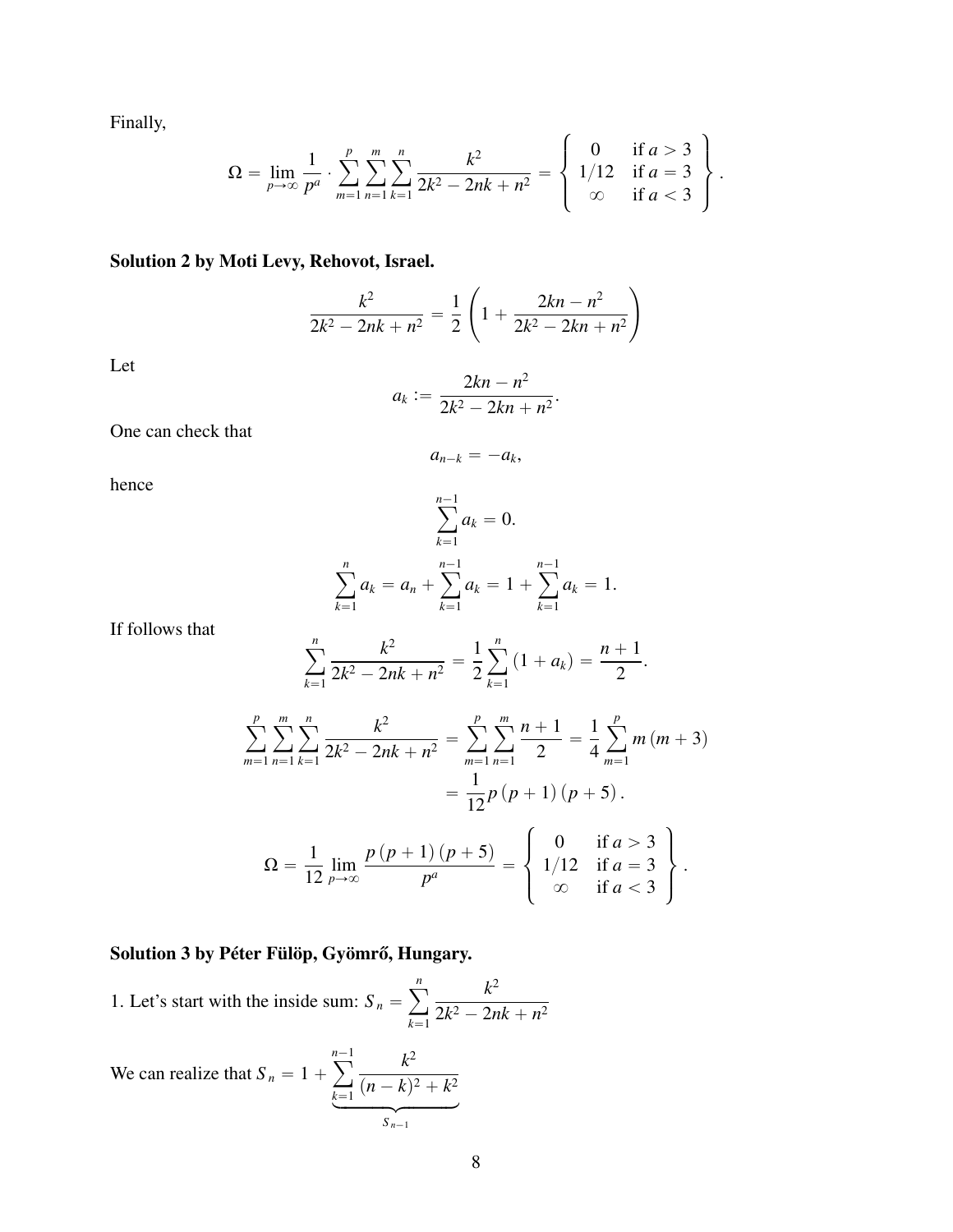Finally,

$$\Omega = \lim_{p\to\infty} \frac{1}{p^a} \cdot \sum_{m=1}^{p}\sum_{n=1}^{m}\sum_{k=1}^{n} \frac{k^2}{2k^2-2nk+n^2} = \left\{ \begin{array}{cc} 0 & \text{if } a>3 \\ 1/12 & \text{if } a=3 \\ \infty & \text{if } a<3 \end{array} \right\}.$$

**Solution 2 by Moti Levy, Rehovot, Israel.**

$$\frac{k^2}{2k^2-2nk+n^2} = \frac{1}{2}\left(1+\frac{2kn-n^2}{2k^2-2kn+n^2}\right)$$

Let

$$a_k := \frac{2kn-n^2}{2k^2-2kn+n^2}.$$

One can check that

$$a_{n-k} = -a_k,$$

hence

$$\sum_{k=1}^{n-1} a_k = 0.$$

$$\sum_{k=1}^{n} a_k = a_n + \sum_{k=1}^{n-1} a_k = 1 + \sum_{k=1}^{n-1} a_k = 1.$$

If follows that

$$\sum_{k=1}^{n} \frac{k^2}{2k^2-2nk+n^2} = \frac{1}{2}\sum_{k=1}^{n}(1+a_k) = \frac{n+1}{2}.$$

$$\sum_{m=1}^{p}\sum_{n=1}^{m}\sum_{k=1}^{n} \frac{k^2}{2k^2-2nk+n^2} = \sum_{m=1}^{p}\sum_{n=1}^{m}\frac{n+1}{2} = \frac{1}{4}\sum_{m=1}^{p} m(m+3)$$
$$= \frac{1}{12}p(p+1)(p+5).$$

$$\Omega = \frac{1}{12}\lim_{p\to\infty}\frac{p(p+1)(p+5)}{p^a} = \left\{ \begin{array}{cc} 0 & \text{if } a>3 \\ 1/12 & \text{if } a=3 \\ \infty & \text{if } a<3 \end{array} \right\}.$$

**Solution 3 by Péter Fülöp, Gyömrő, Hungary.**

1. Let's start with the inside sum: $S_n = \sum_{k=1}^{n} \frac{k^2}{2k^2-2nk+n^2}$

We can realize that $S_n = 1 + \underbrace{\sum_{k=1}^{n-1} \frac{k^2}{(n-k)^2+k^2}}_{S_{n-1}}$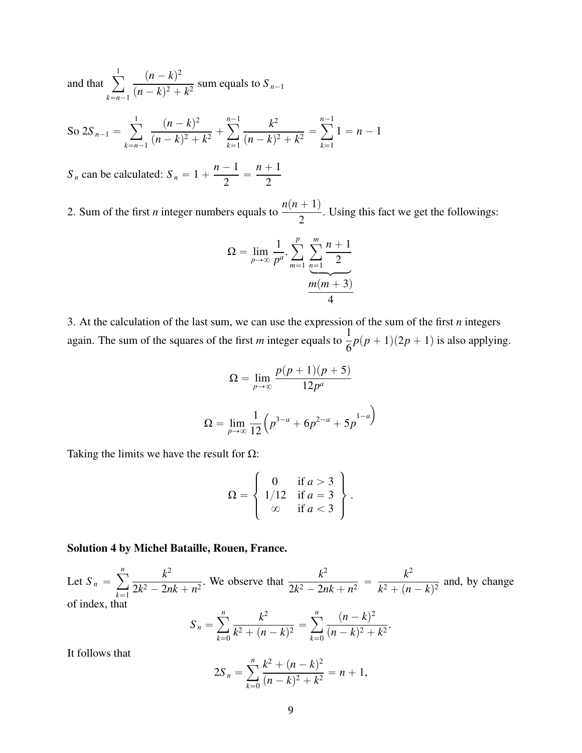and that $\sum_{k=n-1}^{1} \frac{(n-k)^2}{(n-k)^2+k^2}$ sum equals to $S_{n-1}$

So $2S_{n-1} = \sum_{k=n-1}^{1} \frac{(n-k)^2}{(n-k)^2+k^2} + \sum_{k=1}^{n-1} \frac{k^2}{(n-k)^2+k^2} = \sum_{k=1}^{n-1} 1 = n-1$

$S_n$ can be calculated: $S_n = 1 + \frac{n-1}{2} = \frac{n+1}{2}$

2. Sum of the first $n$ integer numbers equals to $\frac{n(n+1)}{2}$. Using this fact we get the followings:

$$\Omega = \lim_{p\to\infty} \frac{1}{p^a} . \sum_{m=1}^{p} \underbrace{\sum_{n=1}^{m} \frac{n+1}{2}}_{\frac{m(m+3)}{4}}$$

3. At the calculation of the last sum, we can use the expression of the sum of the first $n$ integers again. The sum of the squares of the first $m$ integer equals to $\frac{1}{6}p(p+1)(2p+1)$ is also applying.

$$\Omega = \lim_{p\to\infty} \frac{p(p+1)(p+5)}{12p^a}$$

$$\Omega = \lim_{p\to\infty} \frac{1}{12}\left(p^{3-a} + 6p^{2-a} + 5p^{1-a}\right)$$

Taking the limits we have the result for $\Omega$:

$$\Omega = \left\{ \begin{array}{cl} 0 & \text{if } a > 3 \\ 1/12 & \text{if } a = 3 \\ \infty & \text{if } a < 3 \end{array} \right\}.$$

**Solution 4 by Michel Bataille, Rouen, France.**

Let $S_n = \sum_{k=1}^{n} \frac{k^2}{2k^2 - 2nk + n^2}$. We observe that $\frac{k^2}{2k^2-2nk+n^2} = \frac{k^2}{k^2+(n-k)^2}$ and, by change of index, that

$$S_n = \sum_{k=0}^{n} \frac{k^2}{k^2+(n-k)^2} = \sum_{k=0}^{n} \frac{(n-k)^2}{(n-k)^2+k^2}.$$

It follows that

$$2S_n = \sum_{k=0}^{n} \frac{k^2+(n-k)^2}{(n-k)^2+k^2} = n+1,$$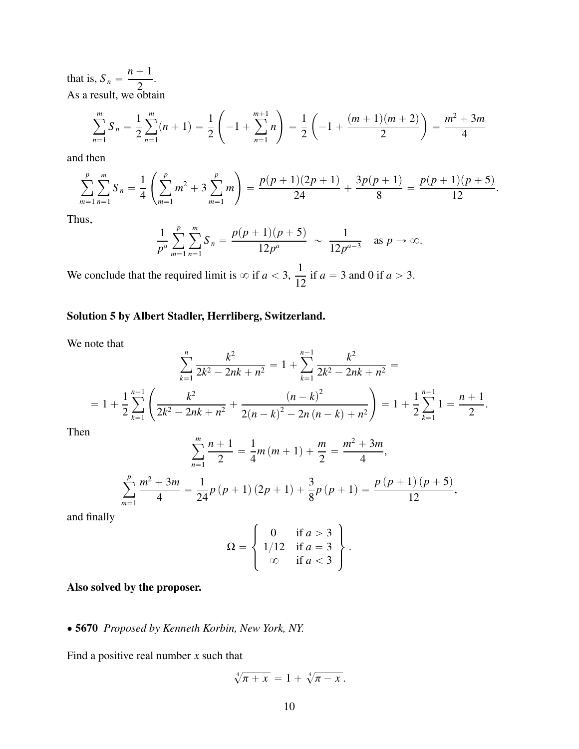that is, $S_n = \dfrac{n+1}{2}$.
As a result, we obtain

$$\sum_{n=1}^{m} S_n = \frac{1}{2}\sum_{n=1}^{m}(n+1) = \frac{1}{2}\left(-1 + \sum_{n=1}^{m+1} n\right) = \frac{1}{2}\left(-1 + \frac{(m+1)(m+2)}{2}\right) = \frac{m^2+3m}{4}$$

and then

$$\sum_{m=1}^{p}\sum_{n=1}^{m} S_n = \frac{1}{4}\left(\sum_{m=1}^{p} m^2 + 3\sum_{m=1}^{p} m\right) = \frac{p(p+1)(2p+1)}{24} + \frac{3p(p+1)}{8} = \frac{p(p+1)(p+5)}{12}.$$

Thus,

$$\frac{1}{p^a}\sum_{m=1}^{p}\sum_{n=1}^{m} S_n = \frac{p(p+1)(p+5)}{12p^a} \sim \frac{1}{12p^{a-3}} \quad \text{as } p \to \infty.$$

We conclude that the required limit is $\infty$ if $a < 3$, $\dfrac{1}{12}$ if $a = 3$ and 0 if $a > 3$.

**Solution 5 by Albert Stadler, Herrliberg, Switzerland.**

We note that

$$\sum_{k=1}^{n} \frac{k^2}{2k^2 - 2nk + n^2} = 1 + \sum_{k=1}^{n-1} \frac{k^2}{2k^2 - 2nk + n^2} =$$

$$= 1 + \frac{1}{2}\sum_{k=1}^{n-1}\left(\frac{k^2}{2k^2 - 2nk + n^2} + \frac{(n-k)^2}{2(n-k)^2 - 2n(n-k) + n^2}\right) = 1 + \frac{1}{2}\sum_{k=1}^{n-1} 1 = \frac{n+1}{2}.$$

Then

$$\sum_{n=1}^{m} \frac{n+1}{2} = \frac{1}{4}m(m+1) + \frac{m}{2} = \frac{m^2+3m}{4},$$

$$\sum_{m=1}^{p} \frac{m^2+3m}{4} = \frac{1}{24}p(p+1)(2p+1) + \frac{3}{8}p(p+1) = \frac{p(p+1)(p+5)}{12},$$

and finally

$$\Omega = \left\{ \begin{array}{cl} 0 & \text{if } a > 3 \\ 1/12 & \text{if } a = 3 \\ \infty & \text{if } a < 3 \end{array} \right\}.$$

**Also solved by the proposer.**

• **5670** *Proposed by Kenneth Korbin, New York, NY.*

Find a positive real number $x$ such that

$$\sqrt[4]{\pi + x} = 1 + \sqrt[4]{\pi - x}.$$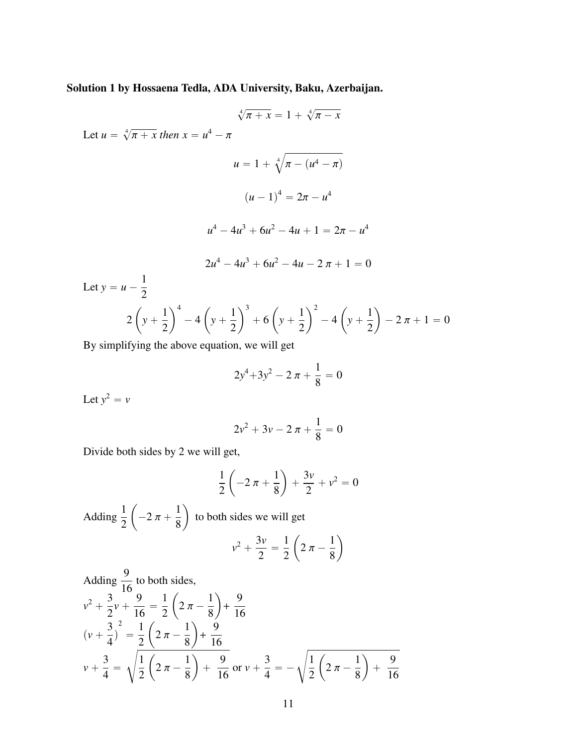**Solution 1 by Hossaena Tedla, ADA University, Baku, Azerbaijan.**

$$\sqrt[4]{\pi + x} = 1 + \sqrt[4]{\pi - x}$$

Let $u = \sqrt[4]{\pi + x}$ *then* $x = u^4 - \pi$

$$u = 1 + \sqrt[4]{\pi - (u^4 - \pi)}$$

$$(u - 1)^4 = 2\pi - u^4$$

$$u^4 - 4u^3 + 6u^2 - 4u + 1 = 2\pi - u^4$$

$$2u^4 - 4u^3 + 6u^2 - 4u - 2\pi + 1 = 0$$

Let $y = u - \dfrac{1}{2}$

$$2\left(y + \frac{1}{2}\right)^4 - 4\left(y + \frac{1}{2}\right)^3 + 6\left(y + \frac{1}{2}\right)^2 - 4\left(y + \frac{1}{2}\right) - 2\pi + 1 = 0$$

By simplifying the above equation, we will get

$$2y^4 + 3y^2 - 2\pi + \frac{1}{8} = 0$$

Let $y^2 = v$

$$2v^2 + 3v - 2\pi + \frac{1}{8} = 0$$

Divide both sides by 2 we will get,

$$\frac{1}{2}\left(-2\pi + \frac{1}{8}\right) + \frac{3v}{2} + v^2 = 0$$

Adding $\dfrac{1}{2}\left(-2\pi + \dfrac{1}{8}\right)$ to both sides we will get

$$v^2 + \frac{3v}{2} = \frac{1}{2}\left(2\pi - \frac{1}{8}\right)$$

Adding $\dfrac{9}{16}$ to both sides,

$v^2 + \dfrac{3}{2}v + \dfrac{9}{16} = \dfrac{1}{2}\left(2\pi - \dfrac{1}{8}\right) + \dfrac{9}{16}$

$(v + \dfrac{3}{4})^2 = \dfrac{1}{2}\left(2\pi - \dfrac{1}{8}\right) + \dfrac{9}{16}$

$v + \dfrac{3}{4} = \sqrt{\dfrac{1}{2}\left(2\pi - \dfrac{1}{8}\right) + \dfrac{9}{16}}$ or $v + \dfrac{3}{4} = -\sqrt{\dfrac{1}{2}\left(2\pi - \dfrac{1}{8}\right) + \dfrac{9}{16}}$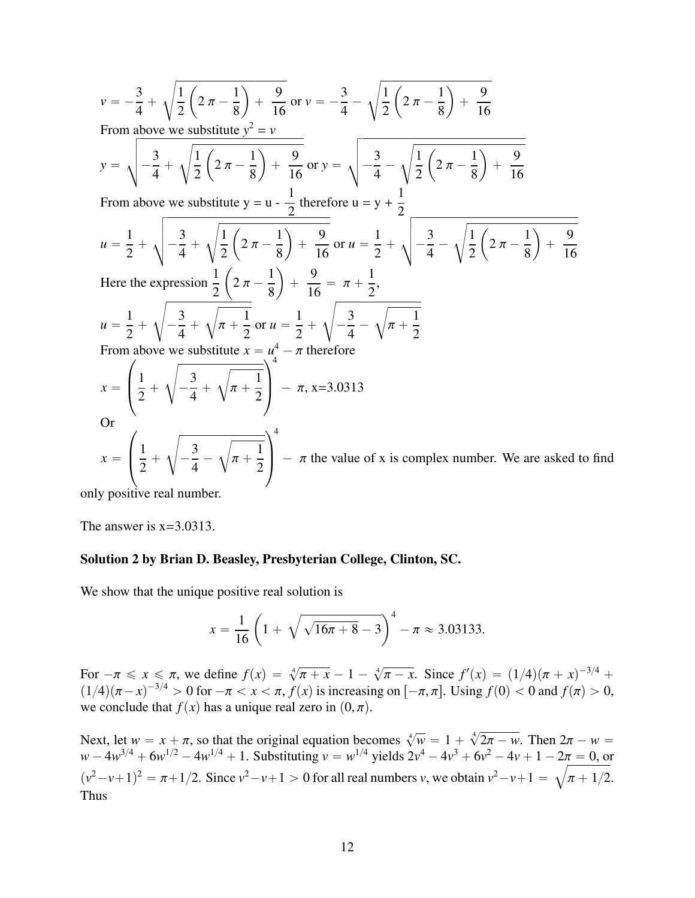$v = -\dfrac{3}{4} + \sqrt{\dfrac{1}{2}\left(2\pi - \dfrac{1}{8}\right) + \dfrac{9}{16}}$ or $v = -\dfrac{3}{4} - \sqrt{\dfrac{1}{2}\left(2\pi - \dfrac{1}{8}\right) + \dfrac{9}{16}}$

From above we substitute $y^2 = v$

$y = \sqrt{-\dfrac{3}{4} + \sqrt{\dfrac{1}{2}\left(2\pi - \dfrac{1}{8}\right) + \dfrac{9}{16}}}$ or $y = \sqrt{-\dfrac{3}{4} - \sqrt{\dfrac{1}{2}\left(2\pi - \dfrac{1}{8}\right) + \dfrac{9}{16}}}$

From above we substitute y = u - $\dfrac{1}{2}$ therefore u = y + $\dfrac{1}{2}$

$u = \dfrac{1}{2} + \sqrt{-\dfrac{3}{4} + \sqrt{\dfrac{1}{2}\left(2\pi - \dfrac{1}{8}\right) + \dfrac{9}{16}}}$ or $u = \dfrac{1}{2} + \sqrt{-\dfrac{3}{4} - \sqrt{\dfrac{1}{2}\left(2\pi - \dfrac{1}{8}\right) + \dfrac{9}{16}}}$

Here the expression $\dfrac{1}{2}\left(2\pi - \dfrac{1}{8}\right) + \dfrac{9}{16} = \pi + \dfrac{1}{2}$,

$u = \dfrac{1}{2} + \sqrt{-\dfrac{3}{4} + \sqrt{\pi + \dfrac{1}{2}}}$ or $u = \dfrac{1}{2} + \sqrt{-\dfrac{3}{4} - \sqrt{\pi + \dfrac{1}{2}}}$

From above we substitute $x = u^4 - \pi$ therefore

$x = \left(\dfrac{1}{2} + \sqrt{-\dfrac{3}{4} + \sqrt{\pi + \dfrac{1}{2}}}\right)^4 - \pi$, x=3.0313

Or

$x = \left(\dfrac{1}{2} + \sqrt{-\dfrac{3}{4} - \sqrt{\pi + \dfrac{1}{2}}}\right)^4 - \pi$ the value of x is complex number. We are asked to find only positive real number.

The answer is x=3.0313.

**Solution 2 by Brian D. Beasley, Presbyterian College, Clinton, SC.**

We show that the unique positive real solution is

$$x = \frac{1}{16}\left(1 + \sqrt{\sqrt{16\pi + 8} - 3}\right)^4 - \pi \approx 3.03133.$$

For $-\pi \leqslant x \leqslant \pi$, we define $f(x) = \sqrt[4]{\pi + x} - 1 - \sqrt[4]{\pi - x}$. Since $f'(x) = (1/4)(\pi + x)^{-3/4} + (1/4)(\pi - x)^{-3/4} > 0$ for $-\pi < x < \pi$, $f(x)$ is increasing on $[-\pi, \pi]$. Using $f(0) < 0$ and $f(\pi) > 0$, we conclude that $f(x)$ has a unique real zero in $(0, \pi)$.

Next, let $w = x + \pi$, so that the original equation becomes $\sqrt[4]{w} = 1 + \sqrt[4]{2\pi - w}$. Then $2\pi - w = w - 4w^{3/4} + 6w^{1/2} - 4w^{1/4} + 1$. Substituting $v = w^{1/4}$ yields $2v^4 - 4v^3 + 6v^2 - 4v + 1 - 2\pi = 0$, or $(v^2 - v + 1)^2 = \pi + 1/2$. Since $v^2 - v + 1 > 0$ for all real numbers $v$, we obtain $v^2 - v + 1 = \sqrt{\pi + 1/2}$. Thus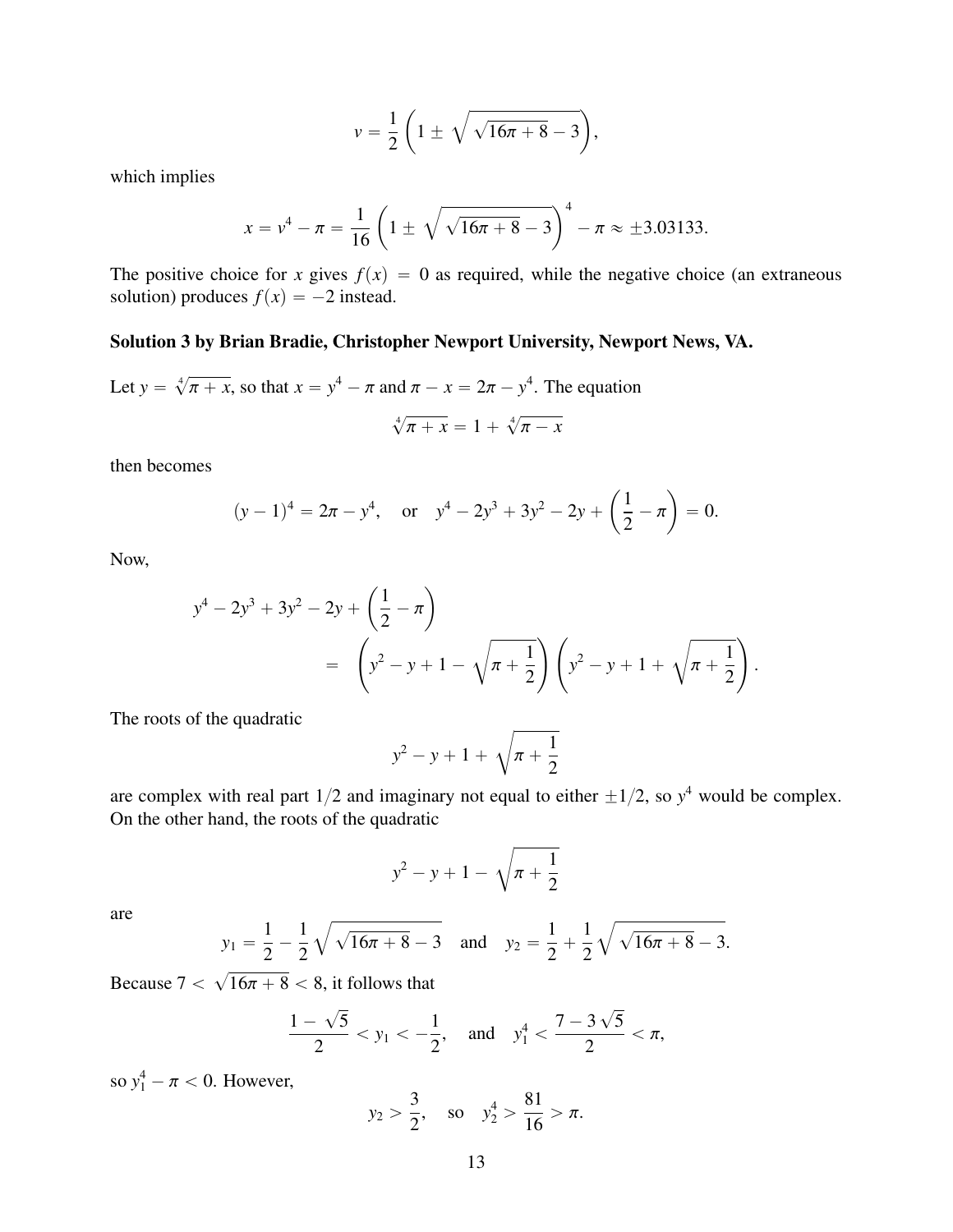$$v = \frac{1}{2}\left(1 \pm \sqrt{\sqrt{16\pi + 8} - 3}\right),$$

which implies

$$x = v^4 - \pi = \frac{1}{16}\left(1 \pm \sqrt{\sqrt{16\pi + 8} - 3}\right)^4 - \pi \approx \pm 3.03133.$$

The positive choice for $x$ gives $f(x) = 0$ as required, while the negative choice (an extraneous solution) produces $f(x) = -2$ instead.

**Solution 3 by Brian Bradie, Christopher Newport University, Newport News, VA.**

Let $y = \sqrt[4]{\pi + x}$, so that $x = y^4 - \pi$ and $\pi - x = 2\pi - y^4$. The equation

$$\sqrt[4]{\pi + x} = 1 + \sqrt[4]{\pi - x}$$

then becomes

$$(y-1)^4 = 2\pi - y^4, \quad \text{or} \quad y^4 - 2y^3 + 3y^2 - 2y + \left(\frac{1}{2} - \pi\right) = 0.$$

Now,

$$\begin{aligned} y^4 - 2y^3 + 3y^2 - 2y + \left(\frac{1}{2} - \pi\right) \\ &= \left(y^2 - y + 1 - \sqrt{\pi + \frac{1}{2}}\right)\left(y^2 - y + 1 + \sqrt{\pi + \frac{1}{2}}\right). \end{aligned}$$

The roots of the quadratic

$$y^2 - y + 1 + \sqrt{\pi + \frac{1}{2}}$$

are complex with real part $1/2$ and imaginary not equal to either $\pm 1/2$, so $y^4$ would be complex. On the other hand, the roots of the quadratic

$$y^2 - y + 1 - \sqrt{\pi + \frac{1}{2}}$$

are

$$y_1 = \frac{1}{2} - \frac{1}{2}\sqrt{\sqrt{16\pi + 8} - 3} \quad \text{and} \quad y_2 = \frac{1}{2} + \frac{1}{2}\sqrt{\sqrt{16\pi + 8} - 3}.$$

Because $7 < \sqrt{16\pi + 8} < 8$, it follows that

$$\frac{1 - \sqrt{5}}{2} < y_1 < -\frac{1}{2}, \quad \text{and} \quad y_1^4 < \frac{7 - 3\sqrt{5}}{2} < \pi,$$

so $y_1^4 - \pi < 0$. However,

$$y_2 > \frac{3}{2}, \quad \text{so} \quad y_2^4 > \frac{81}{16} > \pi.$$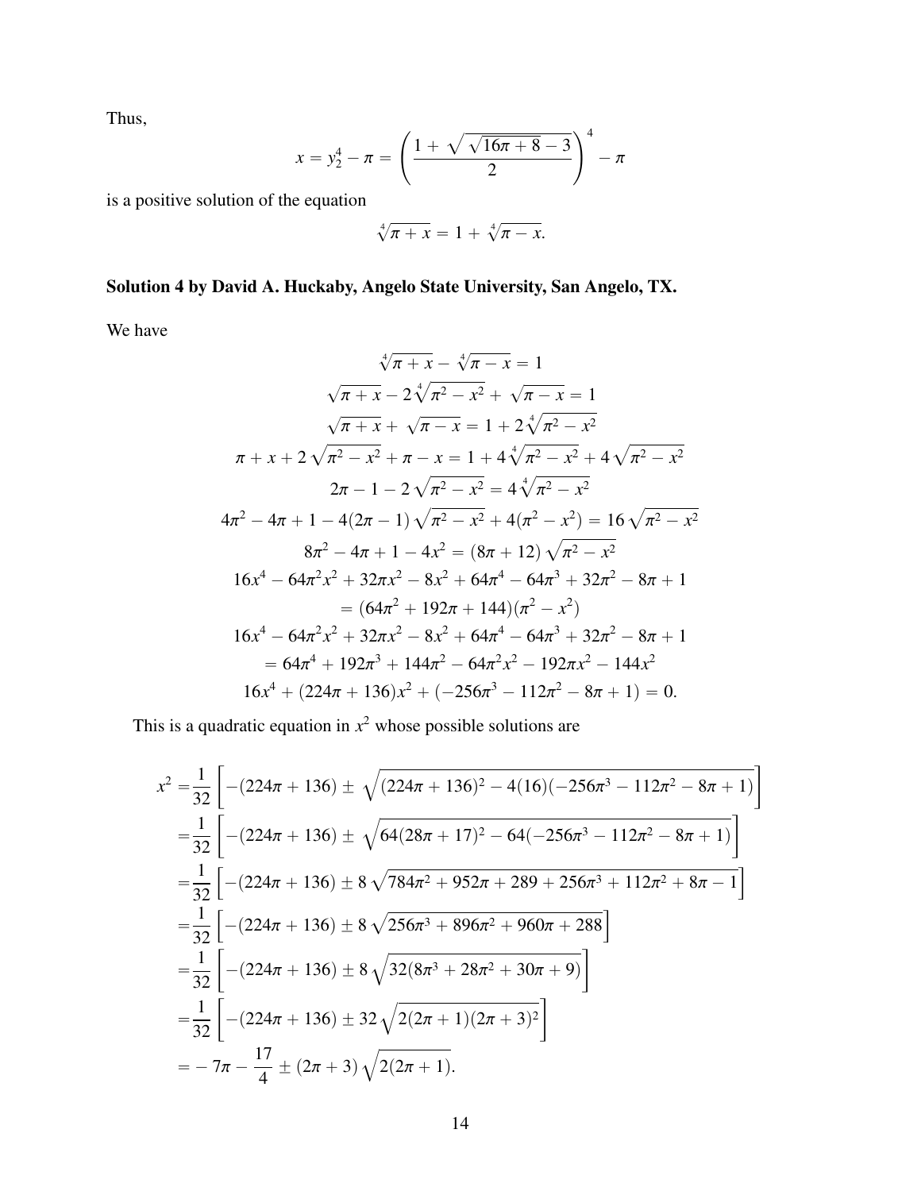Thus,

$$x = y_2^4 - \pi = \left( \frac{1 + \sqrt{\sqrt{16\pi + 8} - 3}}{2} \right)^4 - \pi$$

is a positive solution of the equation

$$\sqrt[4]{\pi + x} = 1 + \sqrt[4]{\pi - x}.$$

**Solution 4 by David A. Huckaby, Angelo State University, San Angelo, TX.**

We have

$$\sqrt[4]{\pi + x} - \sqrt[4]{\pi - x} = 1$$

$$\sqrt{\pi + x} - 2\sqrt[4]{\pi^2 - x^2} + \sqrt{\pi - x} = 1$$

$$\sqrt{\pi + x} + \sqrt{\pi - x} = 1 + 2\sqrt[4]{\pi^2 - x^2}$$

$$\pi + x + 2\sqrt{\pi^2 - x^2} + \pi - x = 1 + 4\sqrt[4]{\pi^2 - x^2} + 4\sqrt{\pi^2 - x^2}$$

$$2\pi - 1 - 2\sqrt{\pi^2 - x^2} = 4\sqrt[4]{\pi^2 - x^2}$$

$$4\pi^2 - 4\pi + 1 - 4(2\pi - 1)\sqrt{\pi^2 - x^2} + 4(\pi^2 - x^2) = 16\sqrt{\pi^2 - x^2}$$

$$8\pi^2 - 4\pi + 1 - 4x^2 = (8\pi + 12)\sqrt{\pi^2 - x^2}$$

$$16x^4 - 64\pi^2x^2 + 32\pi x^2 - 8x^2 + 64\pi^4 - 64\pi^3 + 32\pi^2 - 8\pi + 1$$

$$= (64\pi^2 + 192\pi + 144)(\pi^2 - x^2)$$

$$16x^4 - 64\pi^2x^2 + 32\pi x^2 - 8x^2 + 64\pi^4 - 64\pi^3 + 32\pi^2 - 8\pi + 1$$

$$= 64\pi^4 + 192\pi^3 + 144\pi^2 - 64\pi^2x^2 - 192\pi x^2 - 144x^2$$

$$16x^4 + (224\pi + 136)x^2 + (-256\pi^3 - 112\pi^2 - 8\pi + 1) = 0.$$

This is a quadratic equation in $x^2$ whose possible solutions are

$$\begin{aligned}
x^2 =& \frac{1}{32}\left[ -(224\pi + 136) \pm \sqrt{(224\pi + 136)^2 - 4(16)(-256\pi^3 - 112\pi^2 - 8\pi + 1)} \right] \\
=& \frac{1}{32}\left[ -(224\pi + 136) \pm \sqrt{64(28\pi + 17)^2 - 64(-256\pi^3 - 112\pi^2 - 8\pi + 1)} \right] \\
=& \frac{1}{32}\left[ -(224\pi + 136) \pm 8\sqrt{784\pi^2 + 952\pi + 289 + 256\pi^3 + 112\pi^2 + 8\pi - 1} \right] \\
=& \frac{1}{32}\left[ -(224\pi + 136) \pm 8\sqrt{256\pi^3 + 896\pi^2 + 960\pi + 288} \right] \\
=& \frac{1}{32}\left[ -(224\pi + 136) \pm 8\sqrt{32(8\pi^3 + 28\pi^2 + 30\pi + 9)} \right] \\
=& \frac{1}{32}\left[ -(224\pi + 136) \pm 32\sqrt{2(2\pi + 1)(2\pi + 3)^2} \right] \\
=& -7\pi - \frac{17}{4} \pm (2\pi + 3)\sqrt{2(2\pi + 1)}.
\end{aligned}$$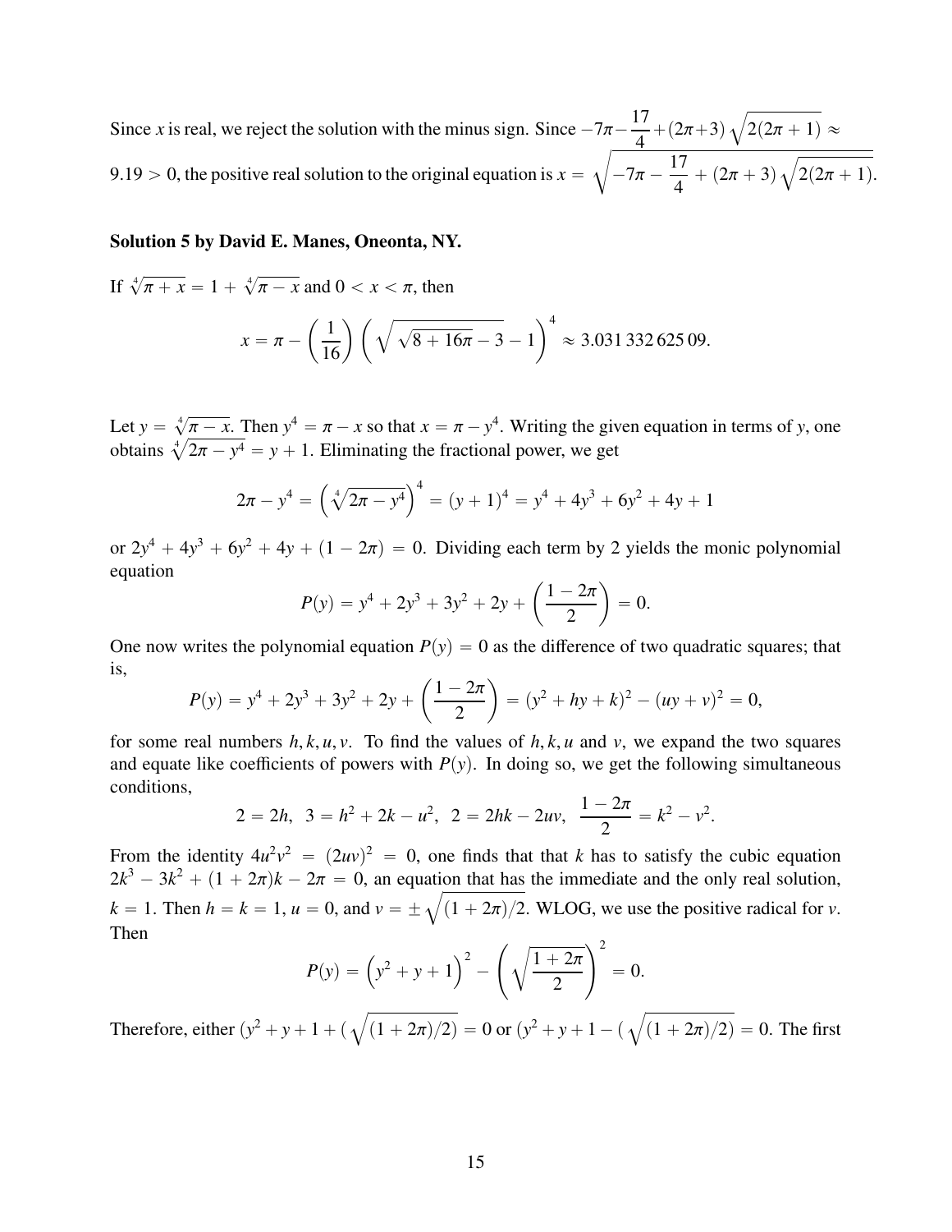Since $x$ is real, we reject the solution with the minus sign. Since $-7\pi - \dfrac{17}{4} + (2\pi+3)\sqrt{2(2\pi+1)} \approx 9.19 > 0$, the positive real solution to the original equation is $x = \sqrt{-7\pi - \dfrac{17}{4} + (2\pi+3)\sqrt{2(2\pi+1)}}$.

### Solution 5 by David E. Manes, Oneonta, NY.

If $\sqrt[4]{\pi + x} = 1 + \sqrt[4]{\pi - x}$ and $0 < x < \pi$, then

$$x = \pi - \left(\frac{1}{16}\right)\left(\sqrt{\sqrt{8 + 16\pi} - 3} - 1\right)^4 \approx 3.031\,332\,625\,09.$$

Let $y = \sqrt[4]{\pi - x}$. Then $y^4 = \pi - x$ so that $x = \pi - y^4$. Writing the given equation in terms of $y$, one obtains $\sqrt[4]{2\pi - y^4} = y + 1$. Eliminating the fractional power, we get

$$2\pi - y^4 = \left(\sqrt[4]{2\pi - y^4}\right)^4 = (y+1)^4 = y^4 + 4y^3 + 6y^2 + 4y + 1$$

or $2y^4 + 4y^3 + 6y^2 + 4y + (1 - 2\pi) = 0$. Dividing each term by 2 yields the monic polynomial equation

$$P(y) = y^4 + 2y^3 + 3y^2 + 2y + \left(\frac{1 - 2\pi}{2}\right) = 0.$$

One now writes the polynomial equation $P(y) = 0$ as the difference of two quadratic squares; that is,

$$P(y) = y^4 + 2y^3 + 3y^2 + 2y + \left(\frac{1 - 2\pi}{2}\right) = (y^2 + hy + k)^2 - (uy + v)^2 = 0,$$

for some real numbers $h, k, u, v$. To find the values of $h, k, u$ and $v$, we expand the two squares and equate like coefficients of powers with $P(y)$. In doing so, we get the following simultaneous conditions,

$$2 = 2h,\ \ 3 = h^2 + 2k - u^2,\ \ 2 = 2hk - 2uv,\ \ \frac{1 - 2\pi}{2} = k^2 - v^2.$$

From the identity $4u^2v^2 = (2uv)^2 = 0$, one finds that that $k$ has to satisfy the cubic equation $2k^3 - 3k^2 + (1 + 2\pi)k - 2\pi = 0$, an equation that has the immediate and the only real solution, $k = 1$. Then $h = k = 1$, $u = 0$, and $v = \pm\sqrt{(1 + 2\pi)/2}$. WLOG, we use the positive radical for $v$. Then

$$P(y) = \left(y^2 + y + 1\right)^2 - \left(\sqrt{\frac{1 + 2\pi}{2}}\right)^2 = 0.$$

Therefore, either $(y^2 + y + 1 + (\sqrt{(1 + 2\pi)/2}) = 0$ or $(y^2 + y + 1 - (\sqrt{(1 + 2\pi)/2}) = 0$. The first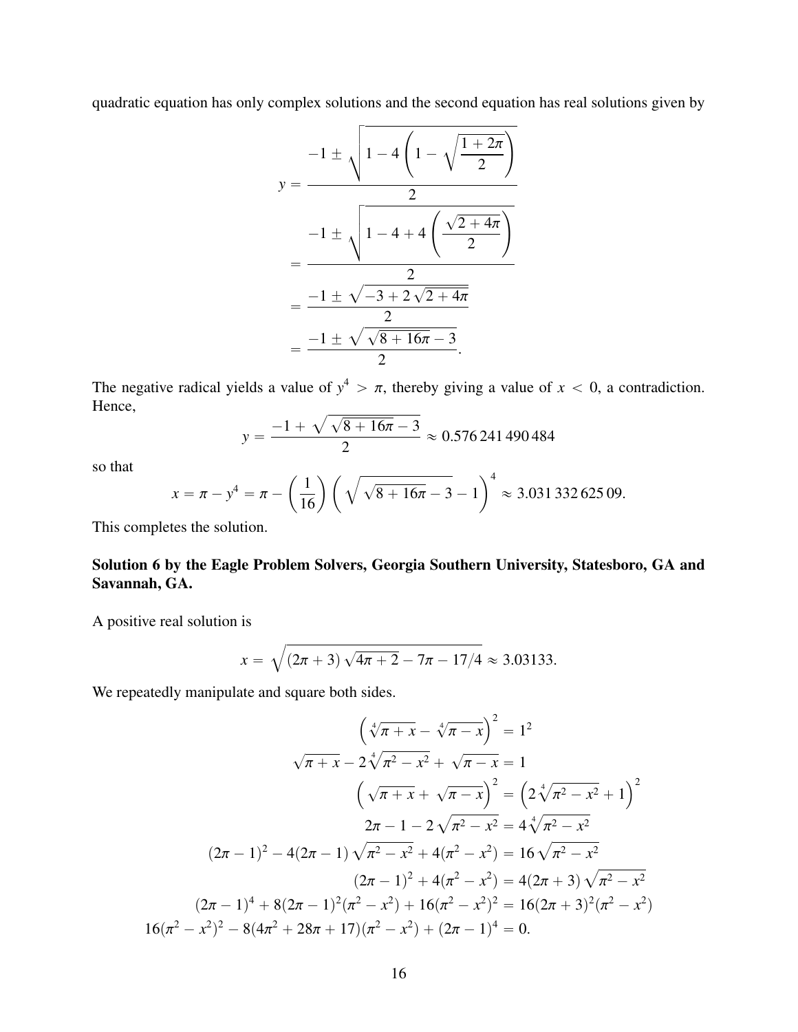quadratic equation has only complex solutions and the second equation has real solutions given by

$$
\begin{aligned}
y &= \frac{-1 \pm \sqrt{1 - 4\left(1 - \sqrt{\dfrac{1+2\pi}{2}}\right)}}{2} \\
&= \frac{-1 \pm \sqrt{1 - 4 + 4\left(\dfrac{\sqrt{2+4\pi}}{2}\right)}}{2} \\
&= \frac{-1 \pm \sqrt{-3 + 2\sqrt{2+4\pi}}}{2} \\
&= \frac{-1 \pm \sqrt{\sqrt{8+16\pi} - 3}}{2}.
\end{aligned}
$$

The negative radical yields a value of $y^4 > \pi$, thereby giving a value of $x < 0$, a contradiction. Hence,

$$
y = \frac{-1 + \sqrt{\sqrt{8+16\pi} - 3}}{2} \approx 0.576\,241\,490\,484
$$

so that

$$
x = \pi - y^4 = \pi - \left(\frac{1}{16}\right)\left(\sqrt{\sqrt{8+16\pi} - 3} - 1\right)^4 \approx 3.031\,332\,625\,09.
$$

This completes the solution.

**Solution 6 by the Eagle Problem Solvers, Georgia Southern University, Statesboro, GA and Savannah, GA.**

A positive real solution is

$$
x = \sqrt{(2\pi + 3)\sqrt{4\pi + 2} - 7\pi - 17/4} \approx 3.03133.
$$

We repeatedly manipulate and square both sides.

$$
\begin{aligned}
\left(\sqrt[4]{\pi + x} - \sqrt[4]{\pi - x}\right)^2 &= 1^2 \\
\sqrt{\pi + x} - 2\sqrt[4]{\pi^2 - x^2} + \sqrt{\pi - x} &= 1 \\
\left(\sqrt{\pi + x} + \sqrt{\pi - x}\right)^2 &= \left(2\sqrt[4]{\pi^2 - x^2} + 1\right)^2 \\
2\pi - 1 - 2\sqrt{\pi^2 - x^2} &= 4\sqrt[4]{\pi^2 - x^2} \\
(2\pi - 1)^2 - 4(2\pi - 1)\sqrt{\pi^2 - x^2} + 4(\pi^2 - x^2) &= 16\sqrt{\pi^2 - x^2} \\
(2\pi - 1)^2 + 4(\pi^2 - x^2) &= 4(2\pi + 3)\sqrt{\pi^2 - x^2} \\
(2\pi - 1)^4 + 8(2\pi - 1)^2(\pi^2 - x^2) + 16(\pi^2 - x^2)^2 &= 16(2\pi + 3)^2(\pi^2 - x^2) \\
16(\pi^2 - x^2)^2 - 8(4\pi^2 + 28\pi + 17)(\pi^2 - x^2) + (2\pi - 1)^4 &= 0.
\end{aligned}
$$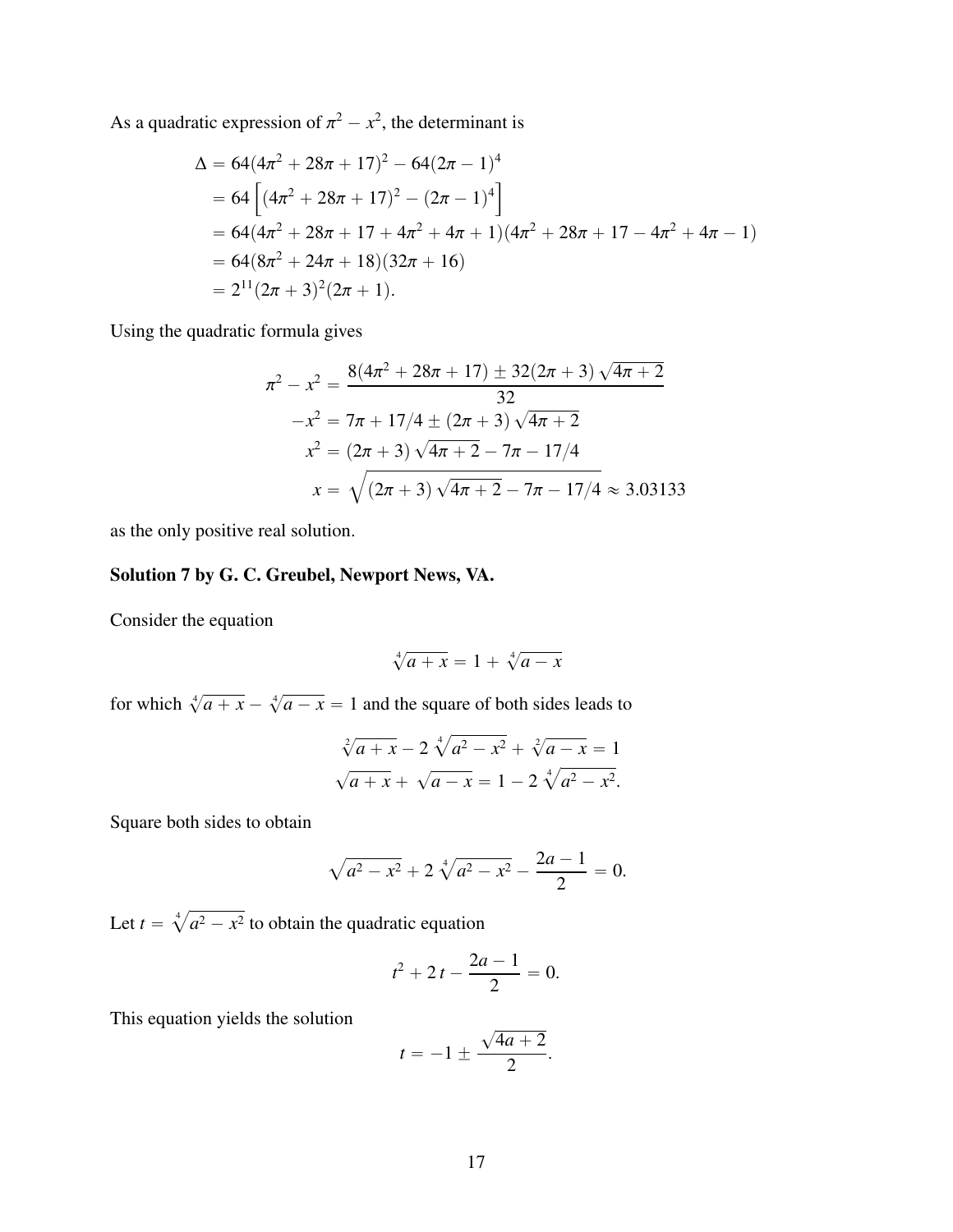As a quadratic expression of $\pi^2 - x^2$, the determinant is

$$
\begin{aligned}
\Delta &= 64(4\pi^2 + 28\pi + 17)^2 - 64(2\pi - 1)^4 \\
&= 64\left[(4\pi^2 + 28\pi + 17)^2 - (2\pi - 1)^4\right] \\
&= 64(4\pi^2 + 28\pi + 17 + 4\pi^2 + 4\pi + 1)(4\pi^2 + 28\pi + 17 - 4\pi^2 + 4\pi - 1) \\
&= 64(8\pi^2 + 24\pi + 18)(32\pi + 16) \\
&= 2^{11}(2\pi + 3)^2(2\pi + 1).
\end{aligned}
$$

Using the quadratic formula gives

$$
\begin{aligned}
\pi^2 - x^2 &= \frac{8(4\pi^2 + 28\pi + 17) \pm 32(2\pi + 3)\sqrt{4\pi + 2}}{32} \\
-x^2 &= 7\pi + 17/4 \pm (2\pi + 3)\sqrt{4\pi + 2} \\
x^2 &= (2\pi + 3)\sqrt{4\pi + 2} - 7\pi - 17/4 \\
x &= \sqrt{(2\pi + 3)\sqrt{4\pi + 2} - 7\pi - 17/4} \approx 3.03133
\end{aligned}
$$

as the only positive real solution.

### Solution 7 by G. C. Greubel, Newport News, VA.

Consider the equation

$$\sqrt[4]{a + x} = 1 + \sqrt[4]{a - x}$$

for which $\sqrt[4]{a + x} - \sqrt[4]{a - x} = 1$ and the square of both sides leads to

$$
\begin{aligned}
\sqrt[2]{a + x} - 2\sqrt[4]{a^2 - x^2} + \sqrt[2]{a - x} &= 1 \\
\sqrt{a + x} + \sqrt{a - x} &= 1 - 2\sqrt[4]{a^2 - x^2}.
\end{aligned}
$$

Square both sides to obtain

$$\sqrt{a^2 - x^2} + 2\sqrt[4]{a^2 - x^2} - \frac{2a - 1}{2} = 0.$$

Let $t = \sqrt[4]{a^2 - x^2}$ to obtain the quadratic equation

$$t^2 + 2t - \frac{2a - 1}{2} = 0.$$

This equation yields the solution

$$t = -1 \pm \frac{\sqrt{4a + 2}}{2}.$$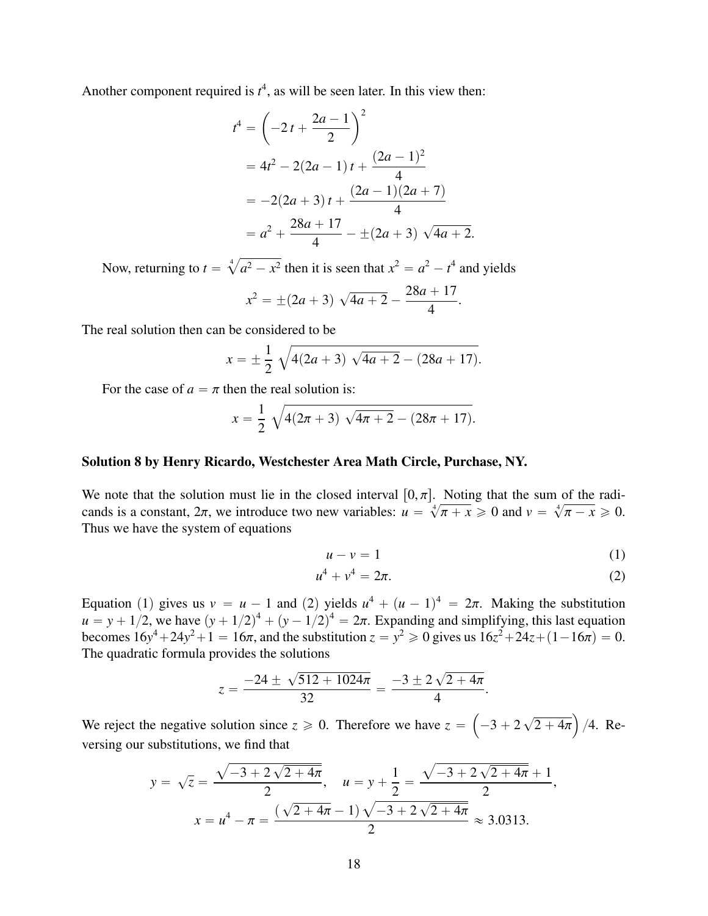Another component required is $t^4$, as will be seen later. In this view then:

$$\begin{aligned}
t^4 &= \left(-2\,t + \frac{2a-1}{2}\right)^2 \\
&= 4t^2 - 2(2a-1)\,t + \frac{(2a-1)^2}{4} \\
&= -2(2a+3)\,t + \frac{(2a-1)(2a+7)}{4} \\
&= a^2 + \frac{28a+17}{4} - \pm(2a+3)\,\sqrt{4a+2}.
\end{aligned}$$

Now, returning to $t = \sqrt[4]{a^2 - x^2}$ then it is seen that $x^2 = a^2 - t^4$ and yields

$$x^2 = \pm(2a+3)\,\sqrt{4a+2} - \frac{28a+17}{4}.$$

The real solution then can be considered to be

$$x = \pm\,\frac{1}{2}\,\sqrt{4(2a+3)\,\sqrt{4a+2} - (28a+17)}.$$

For the case of $a = \pi$ then the real solution is:

$$x = \frac{1}{2}\,\sqrt{4(2\pi+3)\,\sqrt{4\pi+2} - (28\pi+17)}.$$

**Solution 8 by Henry Ricardo, Westchester Area Math Circle, Purchase, NY.**

We note that the solution must lie in the closed interval $[0, \pi]$. Noting that the sum of the radicands is a constant, $2\pi$, we introduce two new variables: $u = \sqrt[4]{\pi + x} \geqslant 0$ and $v = \sqrt[4]{\pi - x} \geqslant 0$. Thus we have the system of equations

$$u - v = 1 \tag{1}$$

$$u^4 + v^4 = 2\pi. \tag{2}$$

Equation (1) gives us $v = u - 1$ and (2) yields $u^4 + (u-1)^4 = 2\pi$. Making the substitution $u = y + 1/2$, we have $(y + 1/2)^4 + (y - 1/2)^4 = 2\pi$. Expanding and simplifying, this last equation becomes $16y^4 + 24y^2 + 1 = 16\pi$, and the substitution $z = y^2 \geqslant 0$ gives us $16z^2 + 24z + (1 - 16\pi) = 0$. The quadratic formula provides the solutions

$$z = \frac{-24 \pm \sqrt{512 + 1024\pi}}{32} = \frac{-3 \pm 2\sqrt{2 + 4\pi}}{4}.$$

We reject the negative solution since $z \geqslant 0$. Therefore we have $z = \left(-3 + 2\sqrt{2 + 4\pi}\right)/4$. Reversing our substitutions, we find that

$$y = \sqrt{z} = \frac{\sqrt{-3 + 2\sqrt{2 + 4\pi}}}{2}, \quad u = y + \frac{1}{2} = \frac{\sqrt{-3 + 2\sqrt{2 + 4\pi}} + 1}{2},$$

$$x = u^4 - \pi = \frac{(\sqrt{2 + 4\pi} - 1)\sqrt{-3 + 2\sqrt{2 + 4\pi}}}{2} \approx 3.0313.$$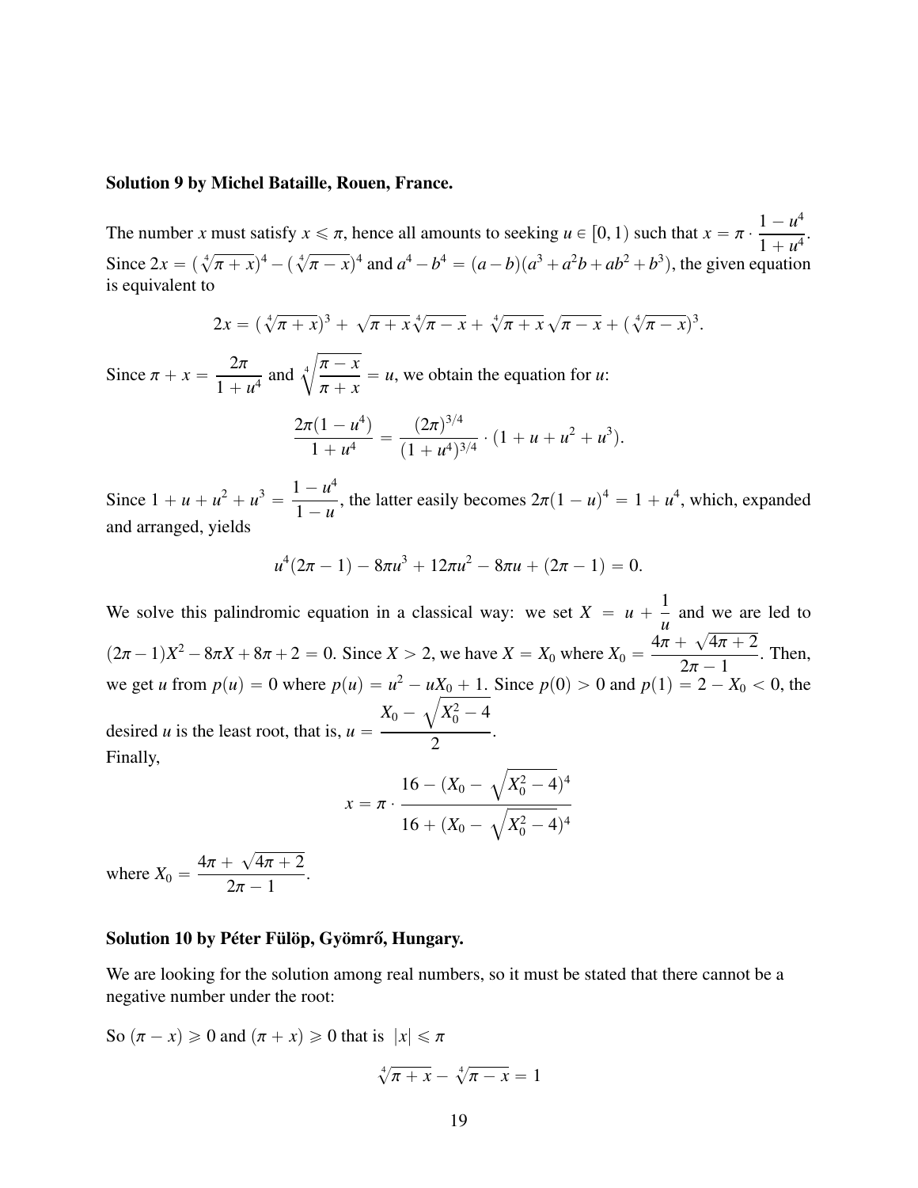**Solution 9 by Michel Bataille, Rouen, France.**

The number $x$ must satisfy $x \leqslant \pi$, hence all amounts to seeking $u \in [0, 1)$ such that $x = \pi \cdot \dfrac{1-u^4}{1+u^4}$.
Since $2x = (\sqrt[4]{\pi + x})^4 - (\sqrt[4]{\pi - x})^4$ and $a^4 - b^4 = (a-b)(a^3 + a^2b + ab^2 + b^3)$, the given equation is equivalent to

$$2x = (\sqrt[4]{\pi + x})^3 + \sqrt{\pi + x}\sqrt[4]{\pi - x} + \sqrt[4]{\pi + x}\sqrt{\pi - x} + (\sqrt[4]{\pi - x})^3.$$

Since $\pi + x = \dfrac{2\pi}{1+u^4}$ and $\sqrt[4]{\dfrac{\pi - x}{\pi + x}} = u$, we obtain the equation for $u$:

$$\frac{2\pi(1-u^4)}{1+u^4} = \frac{(2\pi)^{3/4}}{(1+u^4)^{3/4}} \cdot (1 + u + u^2 + u^3).$$

Since $1 + u + u^2 + u^3 = \dfrac{1-u^4}{1-u}$, the latter easily becomes $2\pi(1-u)^4 = 1 + u^4$, which, expanded and arranged, yields

$$u^4(2\pi - 1) - 8\pi u^3 + 12\pi u^2 - 8\pi u + (2\pi - 1) = 0.$$

We solve this palindromic equation in a classical way: we set $X = u + \dfrac{1}{u}$ and we are led to $(2\pi - 1)X^2 - 8\pi X + 8\pi + 2 = 0$. Since $X > 2$, we have $X = X_0$ where $X_0 = \dfrac{4\pi + \sqrt{4\pi + 2}}{2\pi - 1}$. Then, we get $u$ from $p(u) = 0$ where $p(u) = u^2 - uX_0 + 1$. Since $p(0) > 0$ and $p(1) = 2 - X_0 < 0$, the desired $u$ is the least root, that is, $u = \dfrac{X_0 - \sqrt{X_0^2 - 4}}{2}$.
Finally,

$$x = \pi \cdot \frac{16 - (X_0 - \sqrt{X_0^2 - 4})^4}{16 + (X_0 - \sqrt{X_0^2 - 4})^4}$$

where $X_0 = \dfrac{4\pi + \sqrt{4\pi + 2}}{2\pi - 1}$.

**Solution 10 by Péter Fülöp, Gyömrő, Hungary.**

We are looking for the solution among real numbers, so it must be stated that there cannot be a negative number under the root:

So $(\pi - x) \geqslant 0$ and $(\pi + x) \geqslant 0$ that is $|x| \leqslant \pi$

$$\sqrt[4]{\pi + x} - \sqrt[4]{\pi - x} = 1$$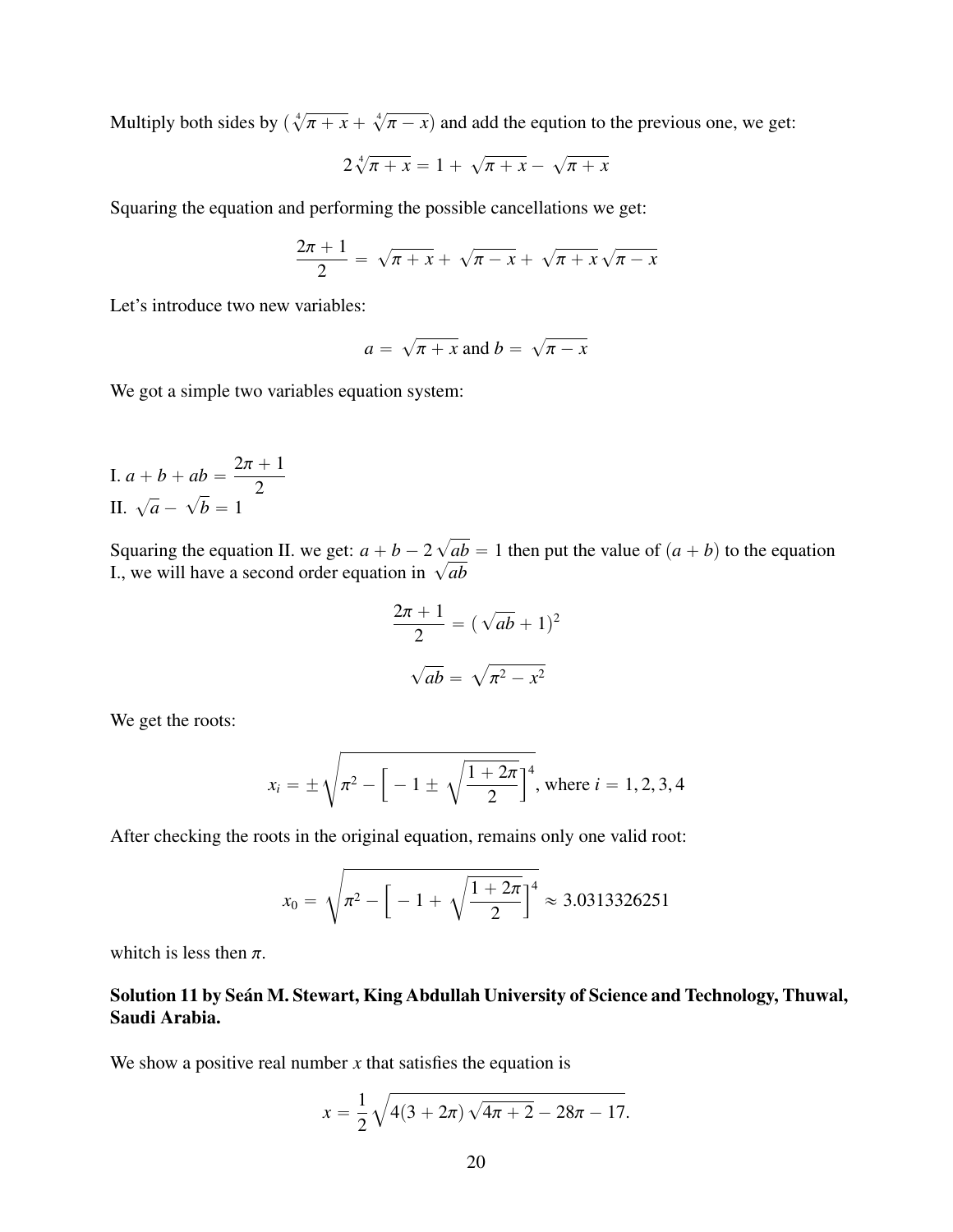Multiply both sides by $(\sqrt[4]{\pi + x} + \sqrt[4]{\pi - x})$ and add the eqution to the previous one, we get:

$$2\sqrt[4]{\pi + x} = 1 + \sqrt{\pi + x} - \sqrt{\pi + x}$$

Squaring the equation and performing the possible cancellations we get:

$$\frac{2\pi + 1}{2} = \sqrt{\pi + x} + \sqrt{\pi - x} + \sqrt{\pi + x}\sqrt{\pi - x}$$

Let's introduce two new variables:

$$a = \sqrt{\pi + x} \text{ and } b = \sqrt{\pi - x}$$

We got a simple two variables equation system:

I. $a + b + ab = \dfrac{2\pi + 1}{2}$
II. $\sqrt{a} - \sqrt{b} = 1$

Squaring the equation II. we get: $a + b - 2\sqrt{ab} = 1$ then put the value of $(a + b)$ to the equation I., we will have a second order equation in $\sqrt{ab}$

$$\frac{2\pi + 1}{2} = (\sqrt{ab} + 1)^2$$

$$\sqrt{ab} = \sqrt{\pi^2 - x^2}$$

We get the roots:

$$x_i = \pm\sqrt{\pi^2 - \left[-1 \pm \sqrt{\frac{1 + 2\pi}{2}}\right]^4}, \text{ where } i = 1, 2, 3, 4$$

After checking the roots in the original equation, remains only one valid root:

$$x_0 = \sqrt{\pi^2 - \left[-1 + \sqrt{\frac{1 + 2\pi}{2}}\right]^4} \approx 3.0313326251$$

whitch is less then $\pi$.

**Solution 11 by Seán M. Stewart, King Abdullah University of Science and Technology, Thuwal, Saudi Arabia.**

We show a positive real number $x$ that satisfies the equation is

$$x = \frac{1}{2}\sqrt{4(3 + 2\pi)\sqrt{4\pi + 2} - 28\pi - 17}.$$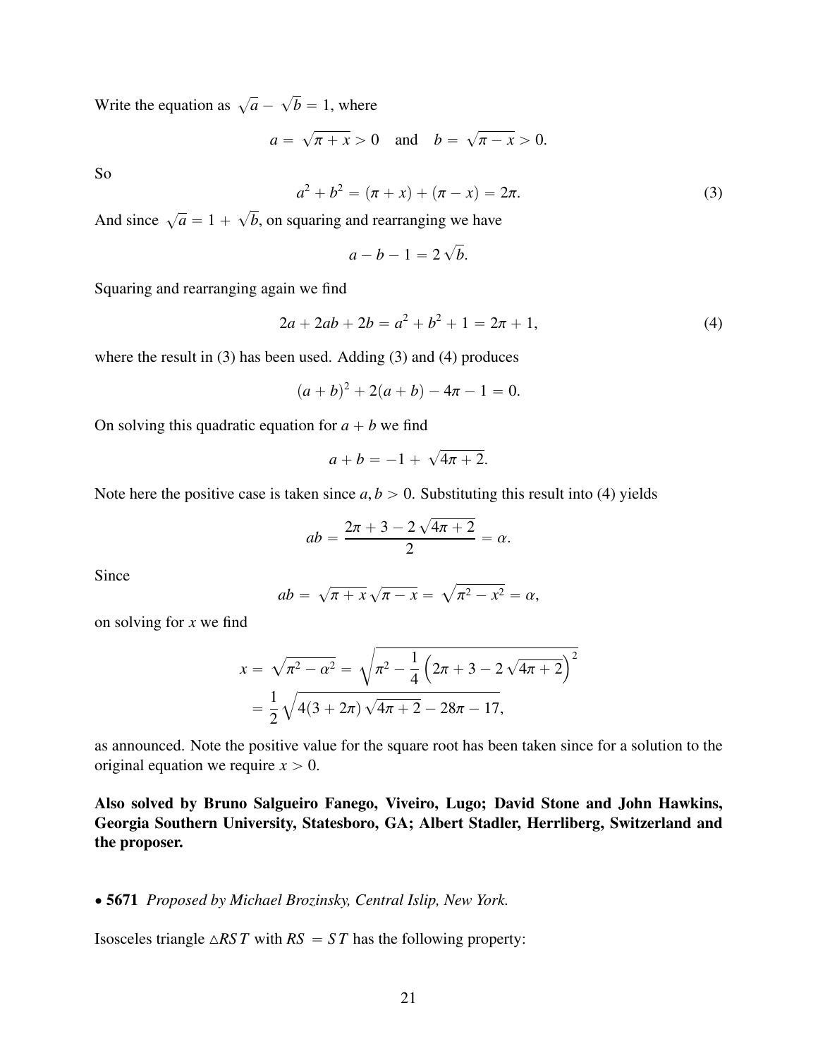Write the equation as $\sqrt{a} - \sqrt{b} = 1$, where

$$a = \sqrt{\pi + x} > 0 \quad \text{and} \quad b = \sqrt{\pi - x} > 0.$$

So

$$a^2 + b^2 = (\pi + x) + (\pi - x) = 2\pi. \tag{3}$$

And since $\sqrt{a} = 1 + \sqrt{b}$, on squaring and rearranging we have

$$a - b - 1 = 2\sqrt{b}.$$

Squaring and rearranging again we find

$$2a + 2ab + 2b = a^2 + b^2 + 1 = 2\pi + 1, \tag{4}$$

where the result in (3) has been used. Adding (3) and (4) produces

$$(a+b)^2 + 2(a+b) - 4\pi - 1 = 0.$$

On solving this quadratic equation for $a + b$ we find

$$a + b = -1 + \sqrt{4\pi + 2}.$$

Note here the positive case is taken since $a, b > 0$. Substituting this result into (4) yields

$$ab = \frac{2\pi + 3 - 2\sqrt{4\pi + 2}}{2} = \alpha.$$

Since

$$ab = \sqrt{\pi + x}\sqrt{\pi - x} = \sqrt{\pi^2 - x^2} = \alpha,$$

on solving for $x$ we find

$$\begin{aligned} x = \sqrt{\pi^2 - \alpha^2} &= \sqrt{\pi^2 - \frac{1}{4}\left(2\pi + 3 - 2\sqrt{4\pi + 2}\right)^2} \\ &= \frac{1}{2}\sqrt{4(3 + 2\pi)\sqrt{4\pi + 2} - 28\pi - 17}, \end{aligned}$$

as announced. Note the positive value for the square root has been taken since for a solution to the original equation we require $x > 0$.

**Also solved by Bruno Salgueiro Fanego, Viveiro, Lugo; David Stone and John Hawkins, Georgia Southern University, Statesboro, GA; Albert Stadler, Herrliberg, Switzerland and the proposer.**

• **5671** *Proposed by Michael Brozinsky, Central Islip, New York.*

Isosceles triangle $\triangle RST$ with $RS = ST$ has the following property: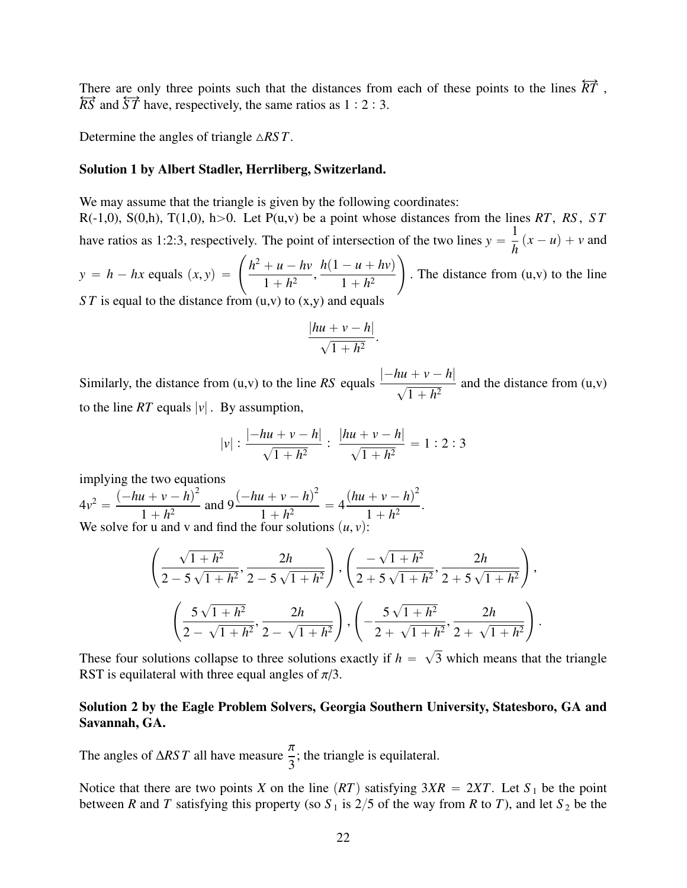There are only three points such that the distances from each of these points to the lines $\overleftrightarrow{RT}$, $\overleftrightarrow{RS}$ and $\overleftrightarrow{ST}$ have, respectively, the same ratios as 1 : 2 : 3.

Determine the angles of triangle $\triangle RST$.

**Solution 1 by Albert Stadler, Herrliberg, Switzerland.**

We may assume that the triangle is given by the following coordinates:
R(-1,0), S(0,h), T(1,0), h>0. Let P(u,v) be a point whose distances from the lines $RT$, $RS$, $ST$ have ratios as 1:2:3, respectively. The point of intersection of the two lines $y = \frac{1}{h}(x-u)+v$ and $y = h - hx$ equals $(x,y) = \left(\frac{h^2+u-hv}{1+h^2}, \frac{h(1-u+hv)}{1+h^2}\right)$. The distance from (u,v) to the line $ST$ is equal to the distance from (u,v) to (x,y) and equals

$$\frac{|hu+v-h|}{\sqrt{1+h^2}}.$$

Similarly, the distance from (u,v) to the line $RS$ equals $\frac{|-hu+v-h|}{\sqrt{1+h^2}}$ and the distance from (u,v) to the line $RT$ equals $|v|$. By assumption,

$$|v| : \frac{|-hu+v-h|}{\sqrt{1+h^2}} : \frac{|hu+v-h|}{\sqrt{1+h^2}} = 1 : 2 : 3$$

implying the two equations
$4v^2 = \frac{(-hu+v-h)^2}{1+h^2}$ and $9\frac{(-hu+v-h)^2}{1+h^2} = 4\frac{(hu+v-h)^2}{1+h^2}$.
We solve for u and v and find the four solutions $(u,v)$:

$$\left(\frac{\sqrt{1+h^2}}{2-5\sqrt{1+h^2}}, \frac{2h}{2-5\sqrt{1+h^2}}\right), \left(\frac{-\sqrt{1+h^2}}{2+5\sqrt{1+h^2}}, \frac{2h}{2+5\sqrt{1+h^2}}\right),$$

$$\left(\frac{5\sqrt{1+h^2}}{2-\sqrt{1+h^2}}, \frac{2h}{2-\sqrt{1+h^2}}\right), \left(-\frac{5\sqrt{1+h^2}}{2+\sqrt{1+h^2}}, \frac{2h}{2+\sqrt{1+h^2}}\right).$$

These four solutions collapse to three solutions exactly if $h = \sqrt{3}$ which means that the triangle RST is equilateral with three equal angles of $\pi/3$.

**Solution 2 by the Eagle Problem Solvers, Georgia Southern University, Statesboro, GA and Savannah, GA.**

The angles of $\Delta RST$ all have measure $\frac{\pi}{3}$; the triangle is equilateral.

Notice that there are two points $X$ on the line $(RT)$ satisfying $3XR = 2XT$. Let $S_1$ be the point between $R$ and $T$ satisfying this property (so $S_1$ is 2/5 of the way from $R$ to $T$), and let $S_2$ be the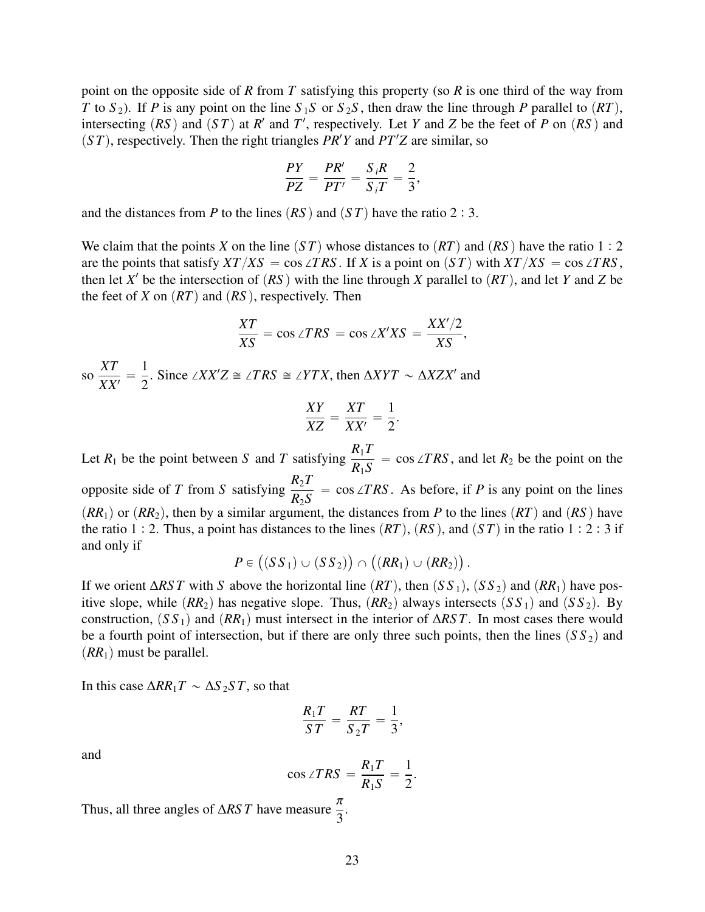point on the opposite side of $R$ from $T$ satisfying this property (so $R$ is one third of the way from $T$ to $S_2$). If $P$ is any point on the line $S_1S$ or $S_2S$, then draw the line through $P$ parallel to $(RT)$, intersecting $(RS)$ and $(ST)$ at $R'$ and $T'$, respectively. Let $Y$ and $Z$ be the feet of $P$ on $(RS)$ and $(ST)$, respectively. Then the right triangles $PR'Y$ and $PT'Z$ are similar, so

$$\frac{PY}{PZ} = \frac{PR'}{PT'} = \frac{S_iR}{S_iT} = \frac{2}{3},$$

and the distances from $P$ to the lines $(RS)$ and $(ST)$ have the ratio $2 : 3$.

We claim that the points $X$ on the line $(ST)$ whose distances to $(RT)$ and $(RS)$ have the ratio $1 : 2$ are the points that satisfy $XT/XS = \cos\angle TRS$. If $X$ is a point on $(ST)$ with $XT/XS = \cos\angle TRS$, then let $X'$ be the intersection of $(RS)$ with the line through $X$ parallel to $(RT)$, and let $Y$ and $Z$ be the feet of $X$ on $(RT)$ and $(RS)$, respectively. Then

$$\frac{XT}{XS} = \cos\angle TRS = \cos\angle X'XS = \frac{XX'/2}{XS},$$

so $\dfrac{XT}{XX'} = \dfrac{1}{2}$. Since $\angle XX'Z \cong \angle TRS \cong \angle YTX$, then $\Delta XYT \sim \Delta XZX'$ and

$$\frac{XY}{XZ} = \frac{XT}{XX'} = \frac{1}{2}.$$

Let $R_1$ be the point between $S$ and $T$ satisfying $\dfrac{R_1T}{R_1S} = \cos\angle TRS$, and let $R_2$ be the point on the opposite side of $T$ from $S$ satisfying $\dfrac{R_2T}{R_2S} = \cos\angle TRS$. As before, if $P$ is any point on the lines $(RR_1)$ or $(RR_2)$, then by a similar argument, the distances from $P$ to the lines $(RT)$ and $(RS)$ have the ratio $1 : 2$. Thus, a point has distances to the lines $(RT)$, $(RS)$, and $(ST)$ in the ratio $1 : 2 : 3$ if and only if

$$P \in \big((SS_1) \cup (SS_2)\big) \cap \big((RR_1) \cup (RR_2)\big).$$

If we orient $\Delta RST$ with $S$ above the horizontal line $(RT)$, then $(SS_1)$, $(SS_2)$ and $(RR_1)$ have positive slope, while $(RR_2)$ has negative slope. Thus, $(RR_2)$ always intersects $(SS_1)$ and $(SS_2)$. By construction, $(SS_1)$ and $(RR_1)$ must intersect in the interior of $\Delta RST$. In most cases there would be a fourth point of intersection, but if there are only three such points, then the lines $(SS_2)$ and $(RR_1)$ must be parallel.

In this case $\Delta RR_1T \sim \Delta S_2ST$, so that

$$\frac{R_1T}{ST} = \frac{RT}{S_2T} = \frac{1}{3},$$

and

$$\cos\angle TRS = \frac{R_1T}{R_1S} = \frac{1}{2}.$$

Thus, all three angles of $\Delta RST$ have measure $\dfrac{\pi}{3}$.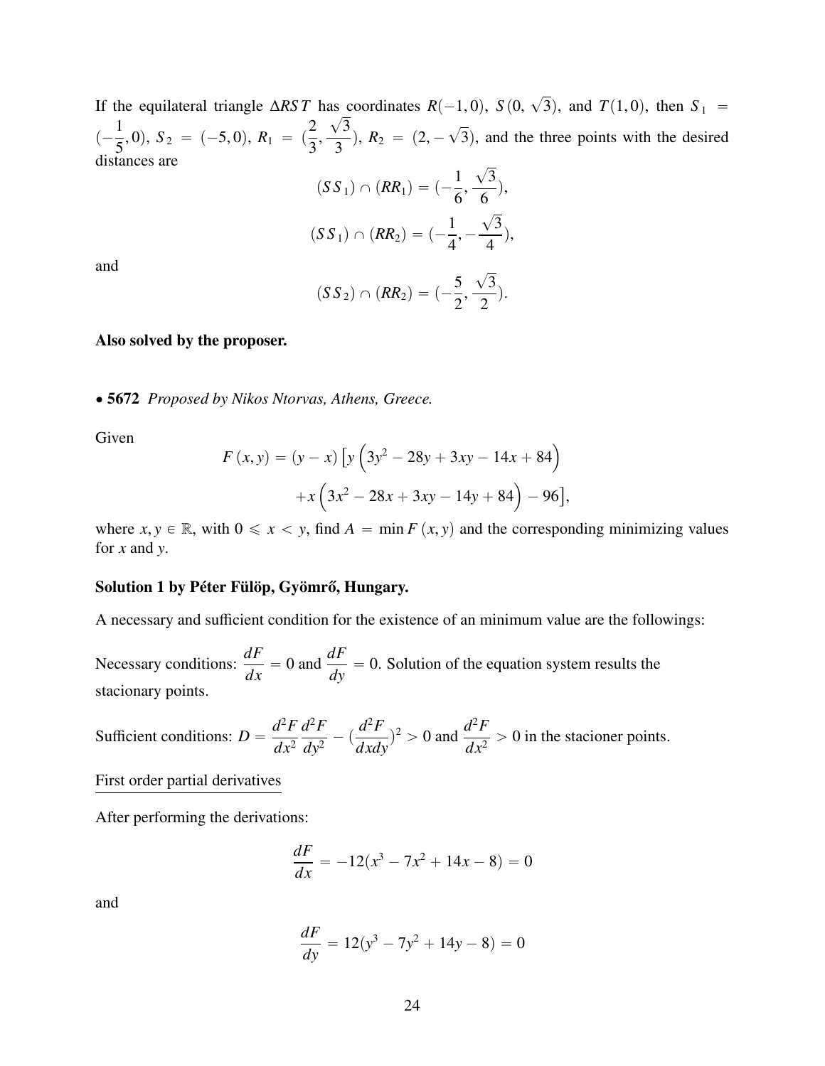If the equilateral triangle $\Delta RST$ has coordinates $R(-1,0)$, $S(0,\sqrt{3})$, and $T(1,0)$, then $S_1 = (-\frac{1}{5},0)$, $S_2 = (-5,0)$, $R_1 = (\frac{2}{3},\frac{\sqrt{3}}{3})$, $R_2 = (2,-\sqrt{3})$, and the three points with the desired distances are

$$(SS_1) \cap (RR_1) = (-\frac{1}{6}, \frac{\sqrt{3}}{6}),$$

$$(SS_1) \cap (RR_2) = (-\frac{1}{4}, -\frac{\sqrt{3}}{4}),$$

and

$$(SS_2) \cap (RR_2) = (-\frac{5}{2}, \frac{\sqrt{3}}{2}).$$

**Also solved by the proposer.**

• **5672** *Proposed by Nikos Ntorvas, Athens, Greece.*

Given

$$F(x,y) = (y-x)\Big[y\left(3y^2 - 28y + 3xy - 14x + 84\right)$$
$$+x\left(3x^2 - 28x + 3xy - 14y + 84\right) - 96\Big],$$

where $x, y \in \mathbb{R}$, with $0 \leqslant x < y$, find $A = \min F(x,y)$ and the corresponding minimizing values for $x$ and $y$.

**Solution 1 by Péter Fülöp, Gyömrő, Hungary.**

A necessary and sufficient condition for the existence of an minimum value are the followings:

Necessary conditions: $\dfrac{dF}{dx} = 0$ and $\dfrac{dF}{dy} = 0$. Solution of the equation system results the stacionary points.

Sufficient conditions: $D = \dfrac{d^2F}{dx^2}\dfrac{d^2F}{dy^2} - (\dfrac{d^2F}{dxdy})^2 > 0$ and $\dfrac{d^2F}{dx^2} > 0$ in the stacioner points.

First order partial derivatives

After performing the derivations:

$$\frac{dF}{dx} = -12(x^3 - 7x^2 + 14x - 8) = 0$$

and

$$\frac{dF}{dy} = 12(y^3 - 7y^2 + 14y - 8) = 0$$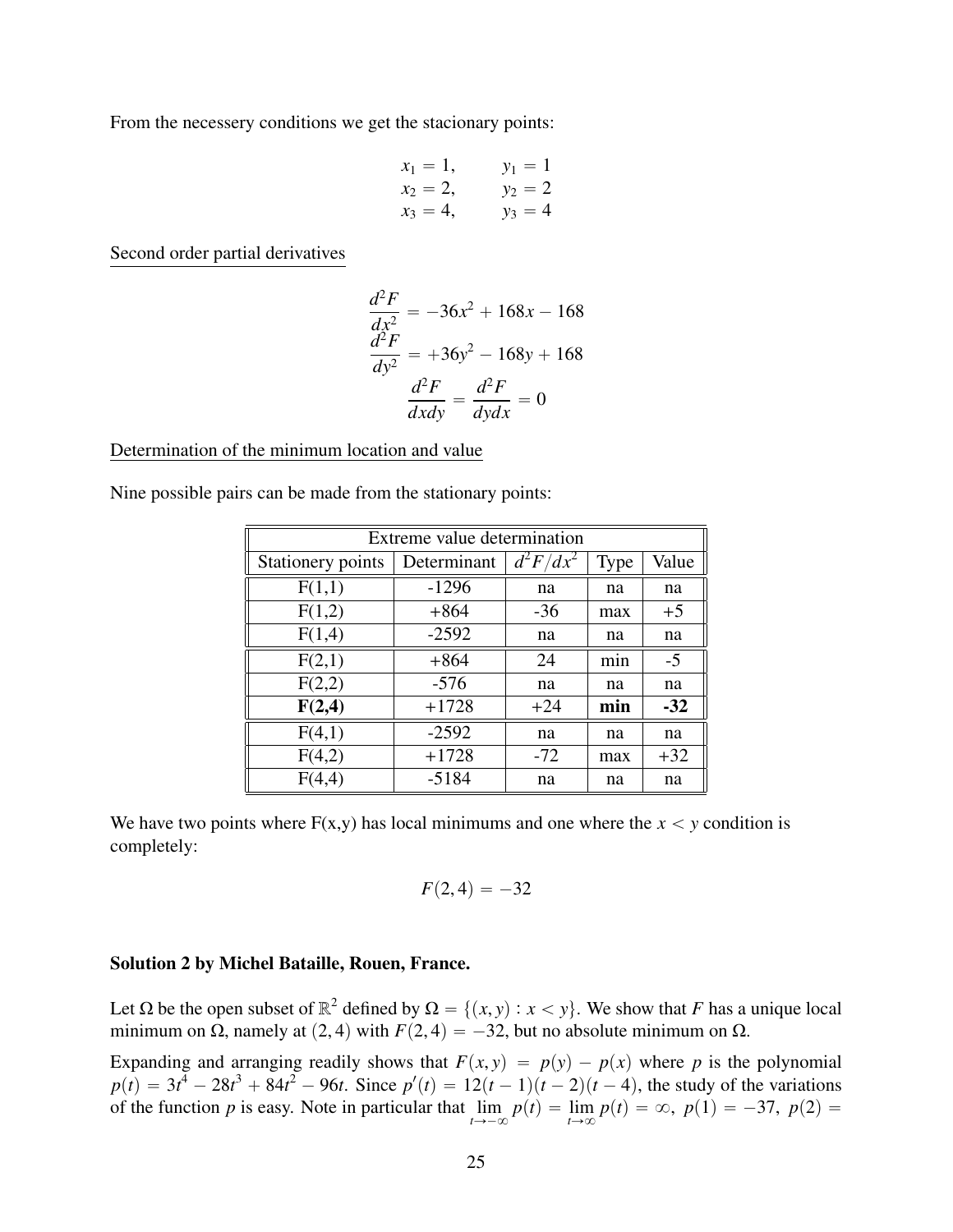From the necessery conditions we get the stacionary points:

$$\begin{aligned} x_1 &= 1, \qquad & y_1 &= 1 \\ x_2 &= 2, \qquad & y_2 &= 2 \\ x_3 &= 4, \qquad & y_3 &= 4 \end{aligned}$$

<u>Second order partial derivatives</u>

$$\begin{aligned} \frac{d^2F}{dx^2} &= -36x^2 + 168x - 168 \\ \frac{d^2F}{dy^2} &= +36y^2 - 168y + 168 \\ \frac{d^2F}{dxdy} &= \frac{d^2F}{dydx} = 0 \end{aligned}$$

<u>Determination of the minimum location and value</u>

Nine possible pairs can be made from the stationary points:

| Extreme value determination | | | | |
|---|---|---|---|---|
| Stationery points | Determinant | $d^2F/dx^2$ | Type | Value |
| F(1,1) | -1296 | na | na | na |
| F(1,2) | +864 | -36 | max | +5 |
| F(1,4) | -2592 | na | na | na |
| F(2,1) | +864 | 24 | min | -5 |
| F(2,2) | -576 | na | na | na |
| **F(2,4)** | +1728 | +24 | **min** | **-32** |
| F(4,1) | -2592 | na | na | na |
| F(4,2) | +1728 | -72 | max | +32 |
| F(4,4) | -5184 | na | na | na |

We have two points where F(x,y) has local minimums and one where the $x < y$ condition is completely:

$$F(2,4) = -32$$

**Solution 2 by Michel Bataille, Rouen, France.**

Let $\Omega$ be the open subset of $\mathbb{R}^2$ defined by $\Omega = \{(x,y) : x < y\}$. We show that $F$ has a unique local minimum on $\Omega$, namely at $(2,4)$ with $F(2,4) = -32$, but no absolute minimum on $\Omega$.

Expanding and arranging readily shows that $F(x,y) = p(y) - p(x)$ where $p$ is the polynomial $p(t) = 3t^4 - 28t^3 + 84t^2 - 96t$. Since $p'(t) = 12(t-1)(t-2)(t-4)$, the study of the variations of the function $p$ is easy. Note in particular that $\lim_{t\to-\infty} p(t) = \lim_{t\to\infty} p(t) = \infty$, $p(1) = -37$, $p(2) =$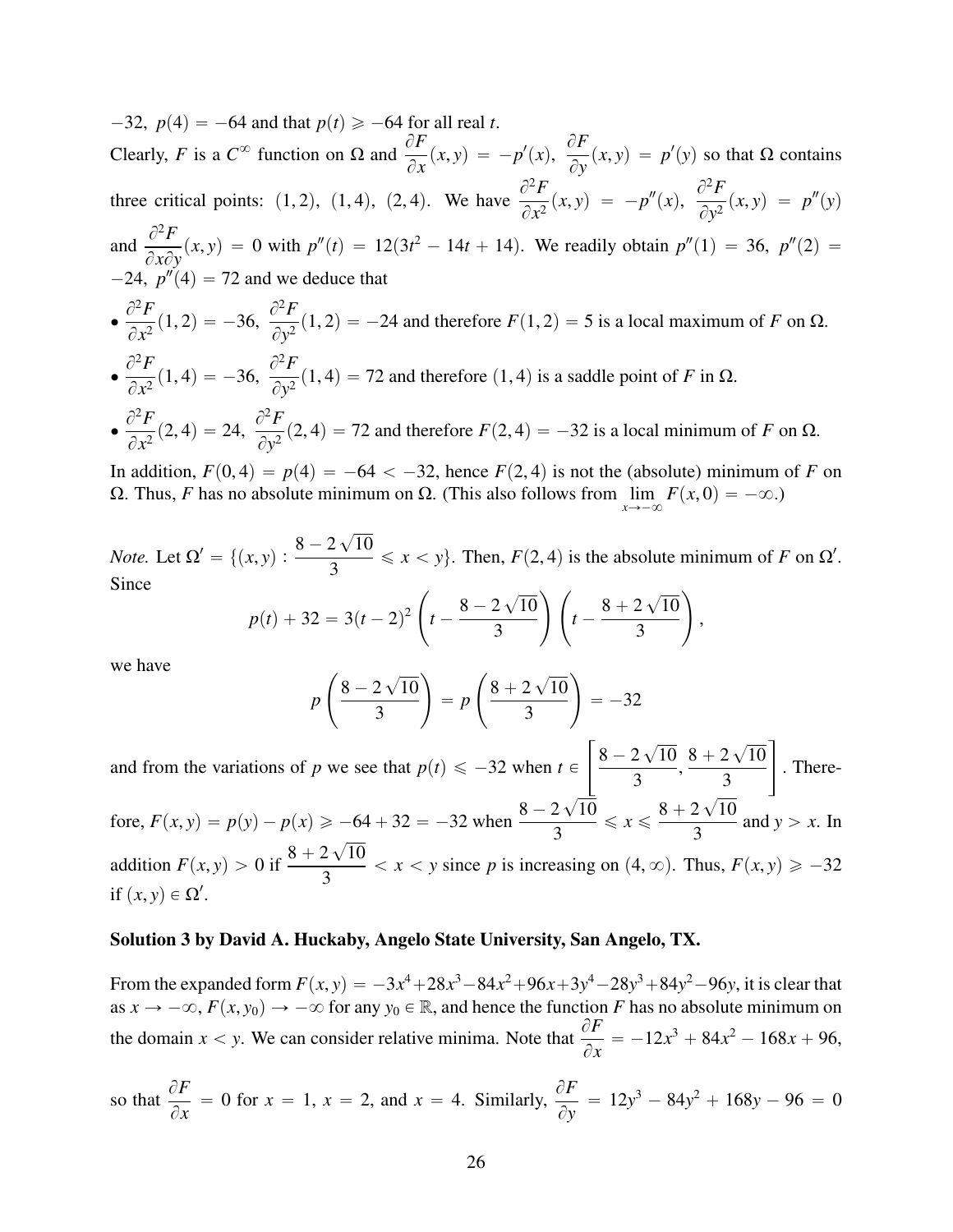$-32,\ p(4) = -64$ and that $p(t) \geqslant -64$ for all real $t$.

Clearly, $F$ is a $C^{\infty}$ function on $\Omega$ and $\dfrac{\partial F}{\partial x}(x,y) = -p'(x)$, $\dfrac{\partial F}{\partial y}(x,y) = p'(y)$ so that $\Omega$ contains three critical points: $(1,2)$, $(1,4)$, $(2,4)$. We have $\dfrac{\partial^2 F}{\partial x^2}(x,y) = -p''(x)$, $\dfrac{\partial^2 F}{\partial y^2}(x,y) = p''(y)$ and $\dfrac{\partial^2 F}{\partial x \partial y}(x,y) = 0$ with $p''(t) = 12(3t^2 - 14t + 14)$. We readily obtain $p''(1) = 36$, $p''(2) = -24$, $p''(4) = 72$ and we deduce that

- $\dfrac{\partial^2 F}{\partial x^2}(1,2) = -36$, $\dfrac{\partial^2 F}{\partial y^2}(1,2) = -24$ and therefore $F(1,2) = 5$ is a local maximum of $F$ on $\Omega$.
- $\dfrac{\partial^2 F}{\partial x^2}(1,4) = -36$, $\dfrac{\partial^2 F}{\partial y^2}(1,4) = 72$ and therefore $(1,4)$ is a saddle point of $F$ in $\Omega$.
- $\dfrac{\partial^2 F}{\partial x^2}(2,4) = 24$, $\dfrac{\partial^2 F}{\partial y^2}(2,4) = 72$ and therefore $F(2,4) = -32$ is a local minimum of $F$ on $\Omega$.

In addition, $F(0,4) = p(4) = -64 < -32$, hence $F(2,4)$ is not the (absolute) minimum of $F$ on $\Omega$. Thus, $F$ has no absolute minimum on $\Omega$. (This also follows from $\lim\limits_{x\to-\infty} F(x,0) = -\infty$.)

*Note.* Let $\Omega' = \{(x,y) : \frac{8-2\sqrt{10}}{3} \leqslant x < y\}$. Then, $F(2,4)$ is the absolute minimum of $F$ on $\Omega'$. Since

$$p(t) + 32 = 3(t-2)^2\left(t - \frac{8-2\sqrt{10}}{3}\right)\left(t - \frac{8+2\sqrt{10}}{3}\right),$$

we have

$$p\left(\frac{8-2\sqrt{10}}{3}\right) = p\left(\frac{8+2\sqrt{10}}{3}\right) = -32$$

and from the variations of $p$ we see that $p(t) \leqslant -32$ when $t \in \left[\frac{8-2\sqrt{10}}{3}, \frac{8+2\sqrt{10}}{3}\right]$. Therefore, $F(x,y) = p(y) - p(x) \geqslant -64 + 32 = -32$ when $\frac{8-2\sqrt{10}}{3} \leqslant x \leqslant \frac{8+2\sqrt{10}}{3}$ and $y > x$. In addition $F(x,y) > 0$ if $\frac{8+2\sqrt{10}}{3} < x < y$ since $p$ is increasing on $(4,\infty)$. Thus, $F(x,y) \geqslant -32$ if $(x,y) \in \Omega'$.

**Solution 3 by David A. Huckaby, Angelo State University, San Angelo, TX.**

From the expanded form $F(x,y) = -3x^4+28x^3-84x^2+96x+3y^4-28y^3+84y^2-96y$, it is clear that as $x \to -\infty$, $F(x,y_0) \to -\infty$ for any $y_0 \in \mathbb{R}$, and hence the function $F$ has no absolute minimum on the domain $x < y$. We can consider relative minima. Note that $\dfrac{\partial F}{\partial x} = -12x^3 + 84x^2 - 168x + 96$, so that $\dfrac{\partial F}{\partial x} = 0$ for $x = 1$, $x = 2$, and $x = 4$. Similarly, $\dfrac{\partial F}{\partial y} = 12y^3 - 84y^2 + 168y - 96 = 0$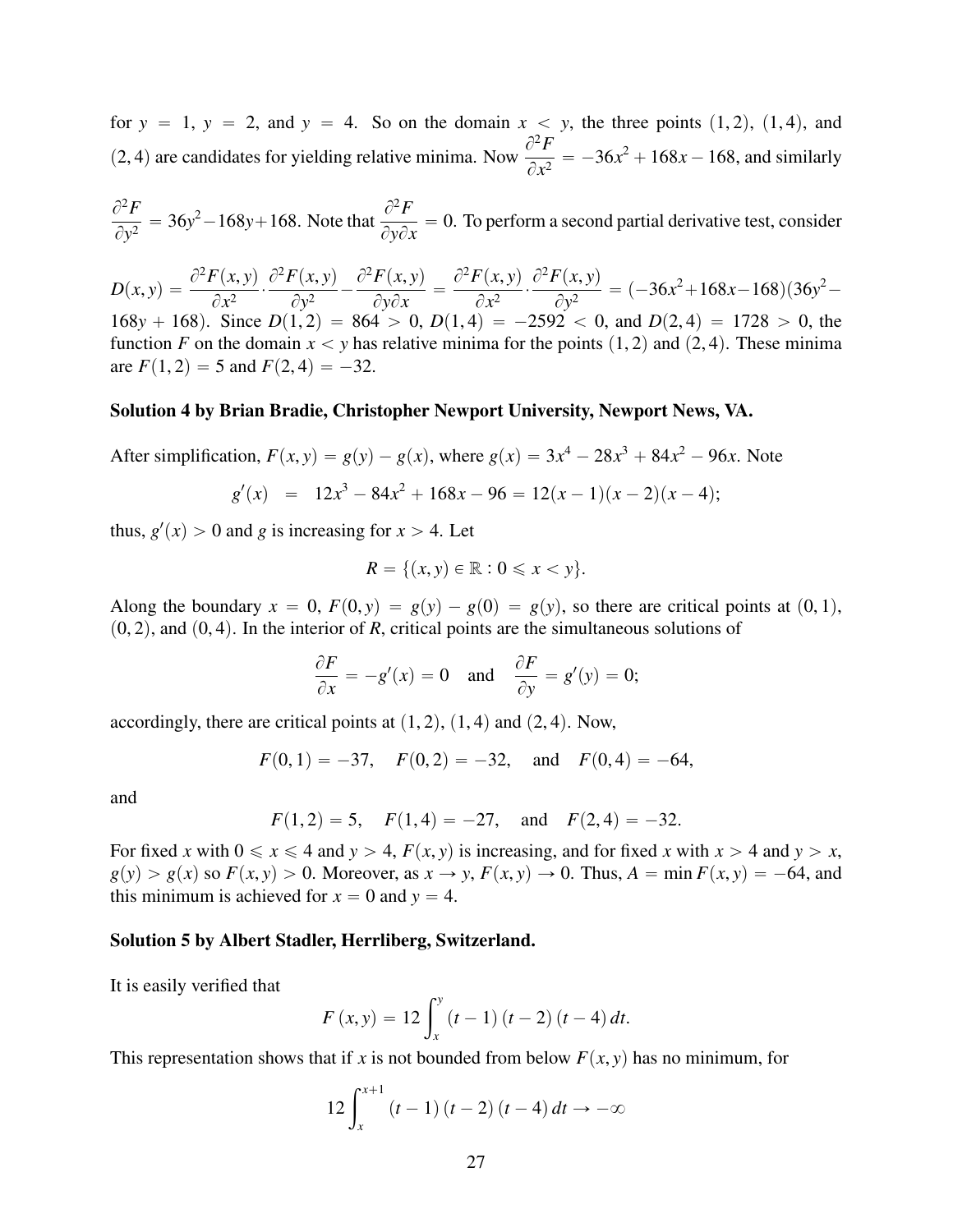for $y = 1$, $y = 2$, and $y = 4$. So on the domain $x < y$, the three points $(1, 2)$, $(1, 4)$, and $(2, 4)$ are candidates for yielding relative minima. Now $\dfrac{\partial^2 F}{\partial x^2} = -36x^2 + 168x - 168$, and similarly $\dfrac{\partial^2 F}{\partial y^2} = 36y^2 - 168y + 168$. Note that $\dfrac{\partial^2 F}{\partial y \partial x} = 0$. To perform a second partial derivative test, consider $D(x, y) = \dfrac{\partial^2 F(x, y)}{\partial x^2} \cdot \dfrac{\partial^2 F(x, y)}{\partial y^2} - \dfrac{\partial^2 F(x, y)}{\partial y \partial x} = \dfrac{\partial^2 F(x, y)}{\partial x^2} \cdot \dfrac{\partial^2 F(x, y)}{\partial y^2} = (-36x^2 + 168x - 168)(36y^2 - 168y + 168)$. Since $D(1, 2) = 864 > 0$, $D(1, 4) = -2592 < 0$, and $D(2, 4) = 1728 > 0$, the function $F$ on the domain $x < y$ has relative minima for the points $(1, 2)$ and $(2, 4)$. These minima are $F(1, 2) = 5$ and $F(2, 4) = -32$.

**Solution 4 by Brian Bradie, Christopher Newport University, Newport News, VA.**

After simplification, $F(x, y) = g(y) - g(x)$, where $g(x) = 3x^4 - 28x^3 + 84x^2 - 96x$. Note

$$g'(x) \;\; = \;\; 12x^3 - 84x^2 + 168x - 96 = 12(x - 1)(x - 2)(x - 4);$$

thus, $g'(x) > 0$ and $g$ is increasing for $x > 4$. Let

$$R = \{(x, y) \in \mathbb{R} : 0 \leqslant x < y\}.$$

Along the boundary $x = 0$, $F(0, y) = g(y) - g(0) = g(y)$, so there are critical points at $(0, 1)$, $(0, 2)$, and $(0, 4)$. In the interior of $R$, critical points are the simultaneous solutions of

$$\frac{\partial F}{\partial x} = -g'(x) = 0 \quad \text{and} \quad \frac{\partial F}{\partial y} = g'(y) = 0;$$

accordingly, there are critical points at $(1, 2)$, $(1, 4)$ and $(2, 4)$. Now,

$$F(0, 1) = -37, \quad F(0, 2) = -32, \quad \text{and} \quad F(0, 4) = -64,$$

and

$$F(1, 2) = 5, \quad F(1, 4) = -27, \quad \text{and} \quad F(2, 4) = -32.$$

For fixed $x$ with $0 \leqslant x \leqslant 4$ and $y > 4$, $F(x, y)$ is increasing, and for fixed $x$ with $x > 4$ and $y > x$, $g(y) > g(x)$ so $F(x, y) > 0$. Moreover, as $x \to y$, $F(x, y) \to 0$. Thus, $A = \min F(x, y) = -64$, and this minimum is achieved for $x = 0$ and $y = 4$.

**Solution 5 by Albert Stadler, Herrliberg, Switzerland.**

It is easily verified that

$$F(x, y) = 12 \int_x^y (t - 1)(t - 2)(t - 4)\, dt.$$

This representation shows that if $x$ is not bounded from below $F(x, y)$ has no minimum, for

$$12 \int_x^{x+1} (t - 1)(t - 2)(t - 4)\, dt \to -\infty$$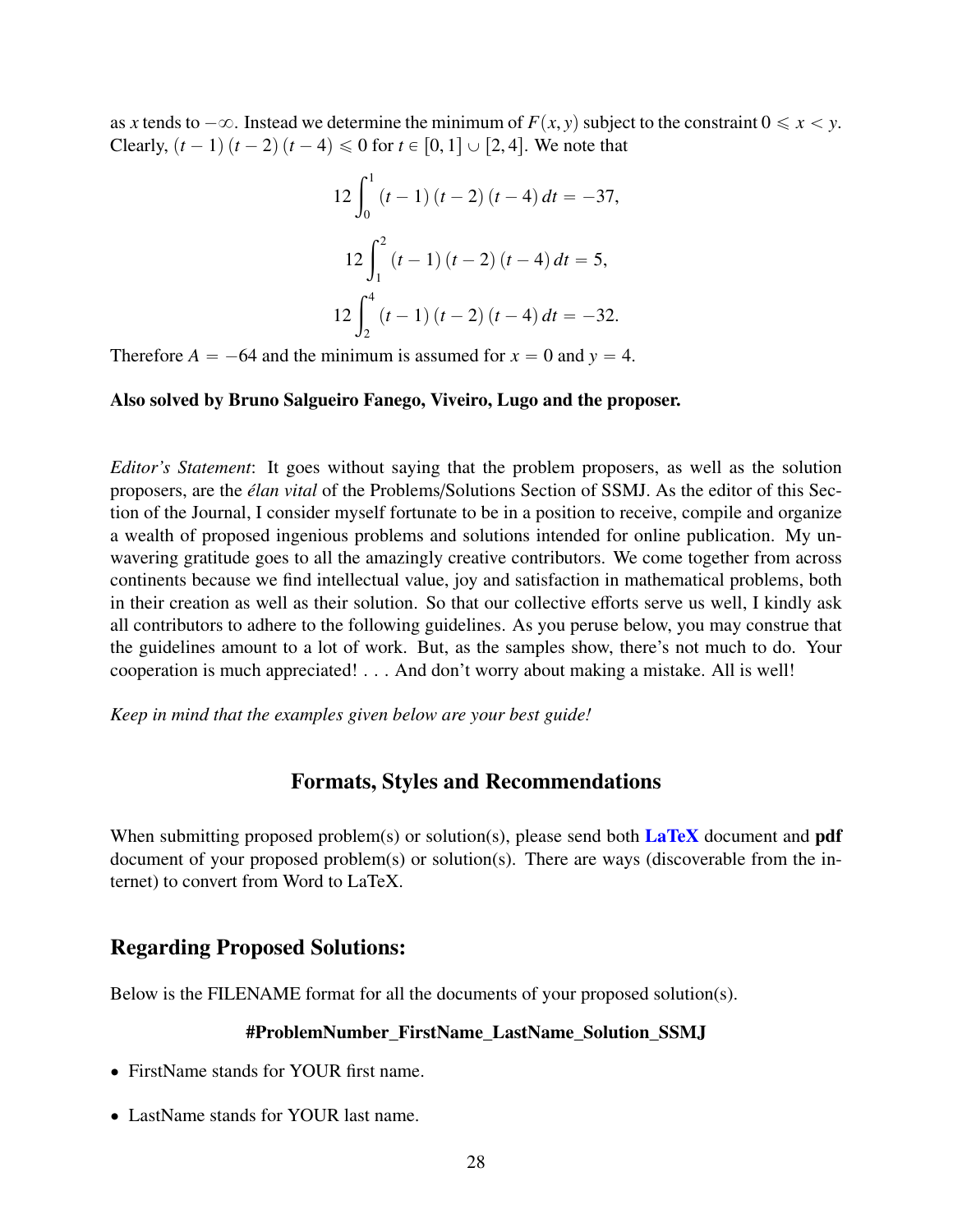as $x$ tends to $-\infty$. Instead we determine the minimum of $F(x,y)$ subject to the constraint $0 \leqslant x < y$. Clearly, $(t-1)(t-2)(t-4) \leqslant 0$ for $t \in [0,1] \cup [2,4]$. We note that

$$12\int_0^1 (t-1)(t-2)(t-4)\,dt = -37,$$

$$12\int_1^2 (t-1)(t-2)(t-4)\,dt = 5,$$

$$12\int_2^4 (t-1)(t-2)(t-4)\,dt = -32.$$

Therefore $A = -64$ and the minimum is assumed for $x = 0$ and $y = 4$.

**Also solved by Bruno Salgueiro Fanego, Viveiro, Lugo and the proposer.**

*Editor's Statement*: It goes without saying that the problem proposers, as well as the solution proposers, are the *élan vital* of the Problems/Solutions Section of SSMJ. As the editor of this Section of the Journal, I consider myself fortunate to be in a position to receive, compile and organize a wealth of proposed ingenious problems and solutions intended for online publication. My unwavering gratitude goes to all the amazingly creative contributors. We come together from across continents because we find intellectual value, joy and satisfaction in mathematical problems, both in their creation as well as their solution. So that our collective efforts serve us well, I kindly ask all contributors to adhere to the following guidelines. As you peruse below, you may construe that the guidelines amount to a lot of work. But, as the samples show, there's not much to do. Your cooperation is much appreciated! . . . And don't worry about making a mistake. All is well!

*Keep in mind that the examples given below are your best guide!*

## Formats, Styles and Recommendations

When submitting proposed problem(s) or solution(s), please send both **LaTeX** document and **pdf** document of your proposed problem(s) or solution(s). There are ways (discoverable from the internet) to convert from Word to LaTeX.

## Regarding Proposed Solutions:

Below is the FILENAME format for all the documents of your proposed solution(s).

**#ProblemNumber_FirstName_LastName_Solution_SSMJ**

- FirstName stands for YOUR first name.
- LastName stands for YOUR last name.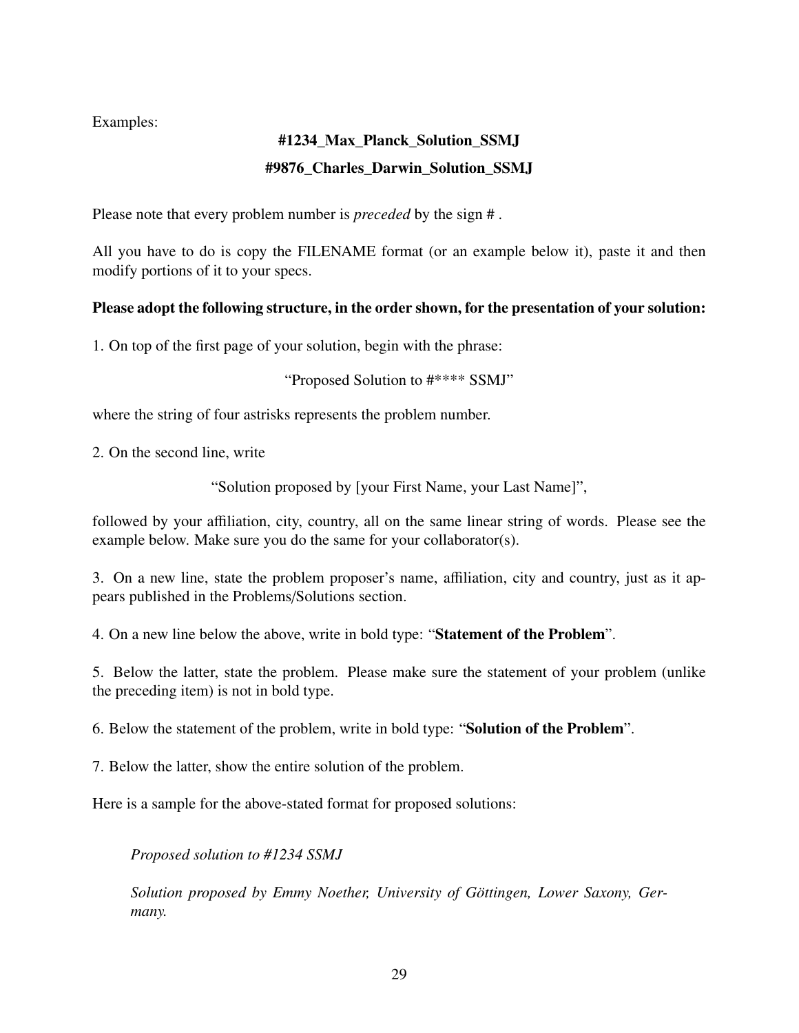Examples:

**#1234_Max_Planck_Solution_SSMJ**

**#9876_Charles_Darwin_Solution_SSMJ**

Please note that every problem number is *preceded* by the sign # .

All you have to do is copy the FILENAME format (or an example below it), paste it and then modify portions of it to your specs.

**Please adopt the following structure, in the order shown, for the presentation of your solution:**

1. On top of the first page of your solution, begin with the phrase:

"Proposed Solution to #**** SSMJ"

where the string of four astrisks represents the problem number.

2. On the second line, write

"Solution proposed by [your First Name, your Last Name]",

followed by your affiliation, city, country, all on the same linear string of words. Please see the example below. Make sure you do the same for your collaborator(s).

3. On a new line, state the problem proposer's name, affiliation, city and country, just as it appears published in the Problems/Solutions section.

4. On a new line below the above, write in bold type: "**Statement of the Problem**".

5. Below the latter, state the problem. Please make sure the statement of your problem (unlike the preceding item) is not in bold type.

6. Below the statement of the problem, write in bold type: "**Solution of the Problem**".

7. Below the latter, show the entire solution of the problem.

Here is a sample for the above-stated format for proposed solutions:

*Proposed solution to #1234 SSMJ*

*Solution proposed by Emmy Noether, University of Göttingen, Lower Saxony, Germany.*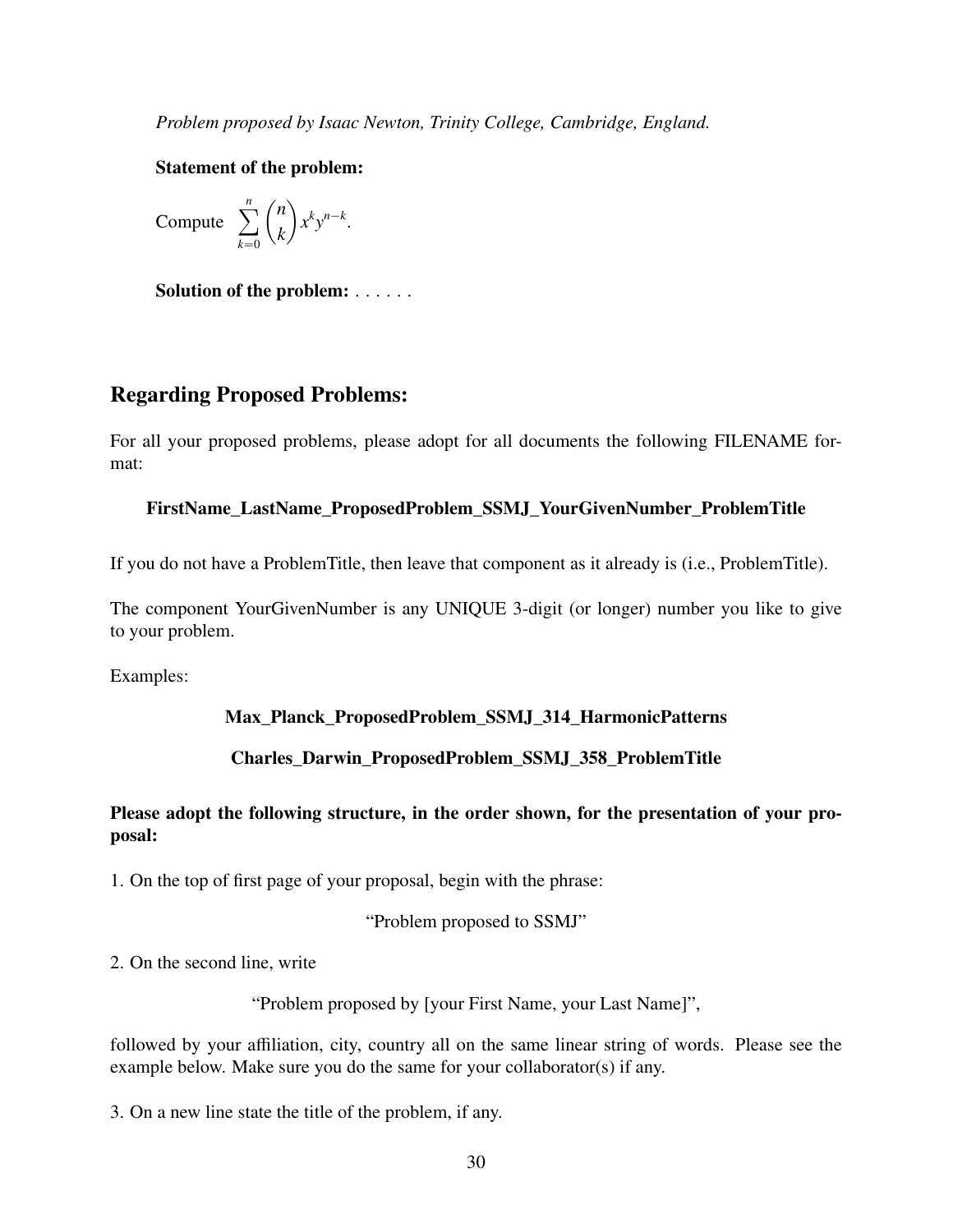*Problem proposed by Isaac Newton, Trinity College, Cambridge, England.*

**Statement of the problem:**

Compute $\displaystyle\sum_{k=0}^{n} \binom{n}{k} x^k y^{n-k}$.

**Solution of the problem:** . . . . . .

## Regarding Proposed Problems:

For all your proposed problems, please adopt for all documents the following FILENAME format:

**FirstName_LastName_ProposedProblem_SSMJ_YourGivenNumber_ProblemTitle**

If you do not have a ProblemTitle, then leave that component as it already is (i.e., ProblemTitle).

The component YourGivenNumber is any UNIQUE 3-digit (or longer) number you like to give to your problem.

Examples:

**Max_Planck_ProposedProblem_SSMJ_314_HarmonicPatterns**

**Charles_Darwin_ProposedProblem_SSMJ_358_ProblemTitle**

**Please adopt the following structure, in the order shown, for the presentation of your proposal:**

1. On the top of first page of your proposal, begin with the phrase:

"Problem proposed to SSMJ"

2. On the second line, write

"Problem proposed by [your First Name, your Last Name]",

followed by your affiliation, city, country all on the same linear string of words. Please see the example below. Make sure you do the same for your collaborator(s) if any.

3. On a new line state the title of the problem, if any.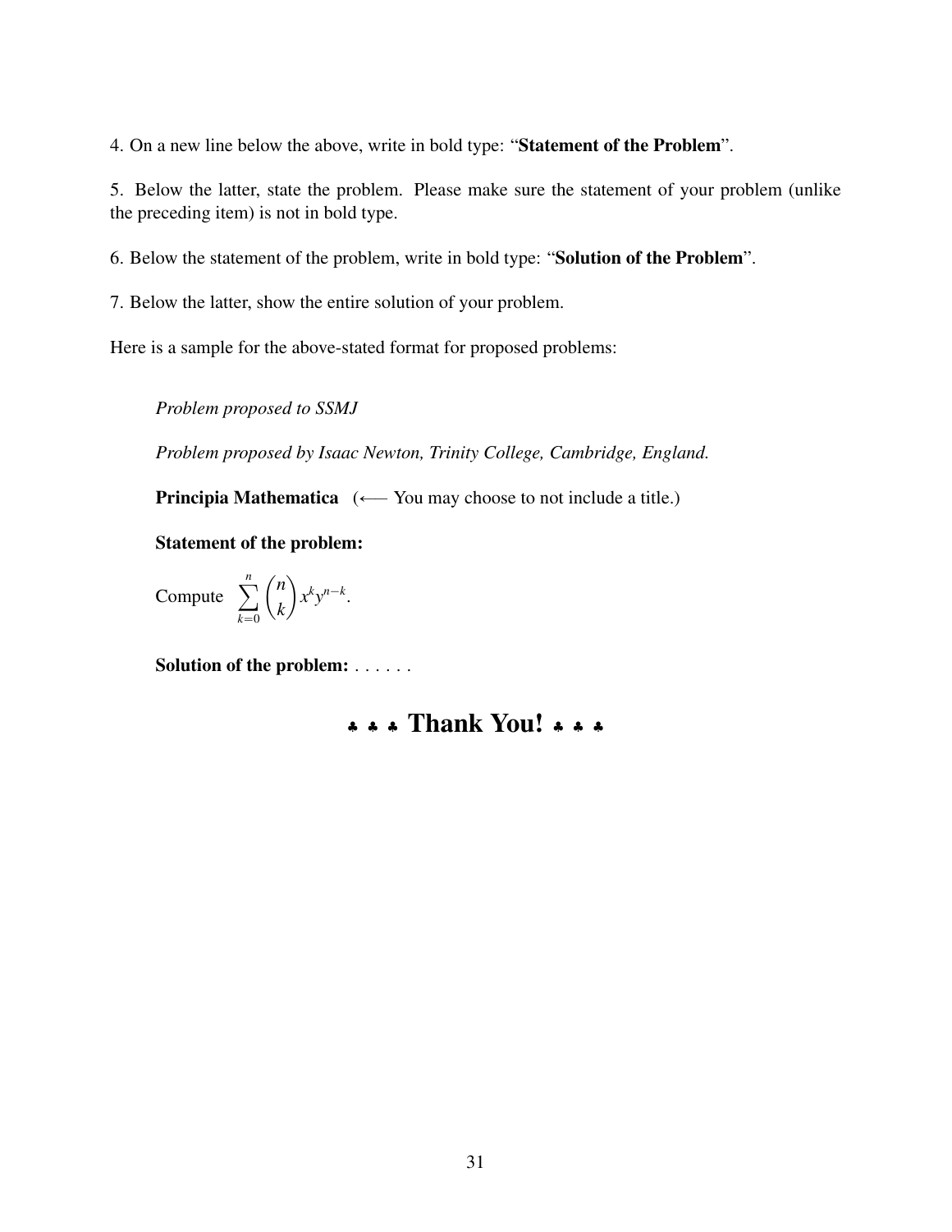4. On a new line below the above, write in bold type: "**Statement of the Problem**".

5. Below the latter, state the problem. Please make sure the statement of your problem (unlike the preceding item) is not in bold type.

6. Below the statement of the problem, write in bold type: "**Solution of the Problem**".

7. Below the latter, show the entire solution of your problem.

Here is a sample for the above-stated format for proposed problems:

> *Problem proposed to SSMJ*
>
> *Problem proposed by Isaac Newton, Trinity College, Cambridge, England.*
>
> **Principia Mathematica** (⟵ You may choose to not include a title.)
>
> **Statement of the problem:**
>
> Compute $\sum_{k=0}^{n} \binom{n}{k} x^k y^{n-k}$.
>
> **Solution of the problem:** . . . . . .

## ♣ ♣ ♣ Thank You! ♣ ♣ ♣